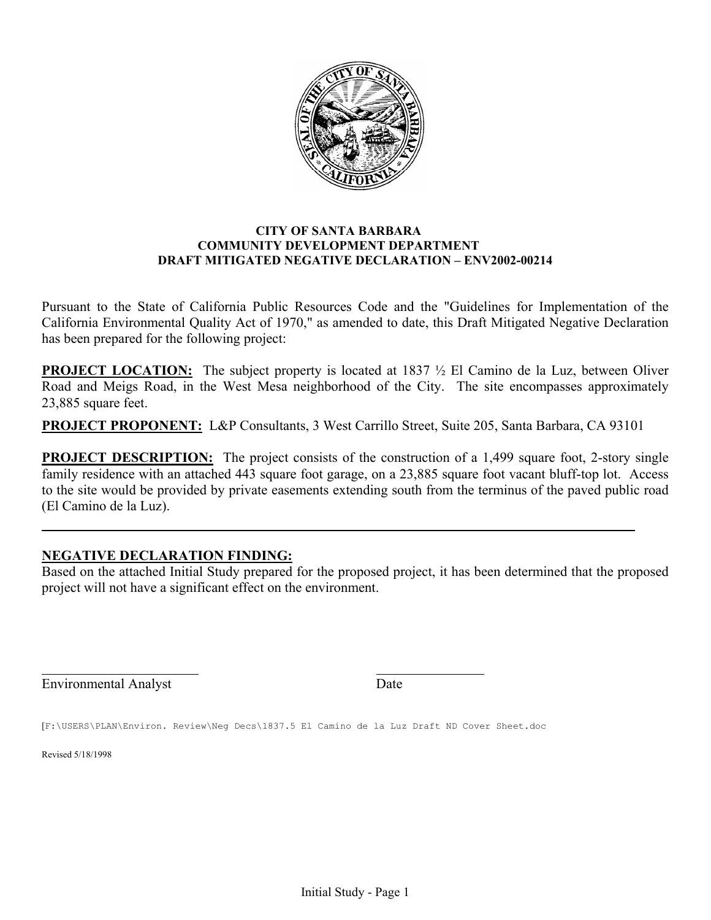**CITY OF SANTA BARBARA**
**COMMUNITY DEVELOPMENT DEPARTMENT**
**DRAFT MITIGATED NEGATIVE DECLARATION – ENV2002-00214**

Pursuant to the State of California Public Resources Code and the "Guidelines for Implementation of the California Environmental Quality Act of 1970," as amended to date, this Draft Mitigated Negative Declaration has been prepared for the following project:

**PROJECT LOCATION:** The subject property is located at 1837 ½ El Camino de la Luz, between Oliver Road and Meigs Road, in the West Mesa neighborhood of the City. The site encompasses approximately 23,885 square feet.

**PROJECT PROPONENT:** L&P Consultants, 3 West Carrillo Street, Suite 205, Santa Barbara, CA 93101

**PROJECT DESCRIPTION:** The project consists of the construction of a 1,499 square foot, 2-story single family residence with an attached 443 square foot garage, on a 23,885 square foot vacant bluff-top lot. Access to the site would be provided by private easements extending south from the terminus of the paved public road (El Camino de la Luz).

---

**NEGATIVE DECLARATION FINDING:**

Based on the attached Initial Study prepared for the proposed project, it has been determined that the proposed project will not have a significant effect on the environment.

Environmental Analyst  Date

[F:\USERS\PLAN\Environ. Review\Neg Decs\1837.5 El Camino de la Luz Draft ND Cover Sheet.doc

Revised 5/18/1998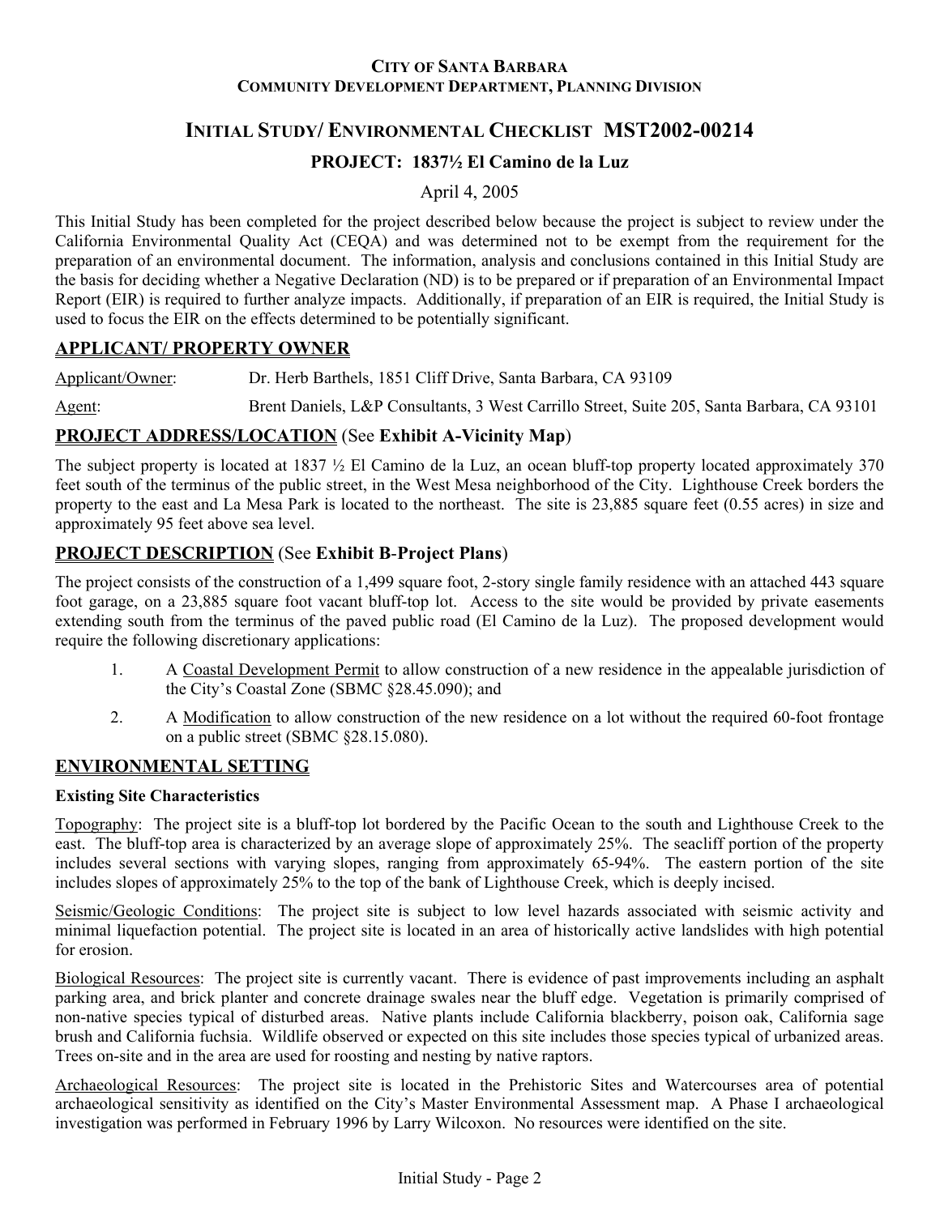**CITY OF SANTA BARBARA**
**COMMUNITY DEVELOPMENT DEPARTMENT, PLANNING DIVISION**

# INITIAL STUDY/ ENVIRONMENTAL CHECKLIST MST2002-00214

## PROJECT: 1837½ El Camino de la Luz

April 4, 2005

This Initial Study has been completed for the project described below because the project is subject to review under the California Environmental Quality Act (CEQA) and was determined not to be exempt from the requirement for the preparation of an environmental document. The information, analysis and conclusions contained in this Initial Study are the basis for deciding whether a Negative Declaration (ND) is to be prepared or if preparation of an Environmental Impact Report (EIR) is required to further analyze impacts. Additionally, if preparation of an EIR is required, the Initial Study is used to focus the EIR on the effects determined to be potentially significant.

## APPLICANT/ PROPERTY OWNER

Applicant/Owner: Dr. Herb Barthels, 1851 Cliff Drive, Santa Barbara, CA 93109

Agent: Brent Daniels, L&P Consultants, 3 West Carrillo Street, Suite 205, Santa Barbara, CA 93101

## PROJECT ADDRESS/LOCATION (See **Exhibit A-Vicinity Map**)

The subject property is located at 1837 ½ El Camino de la Luz, an ocean bluff-top property located approximately 370 feet south of the terminus of the public street, in the West Mesa neighborhood of the City. Lighthouse Creek borders the property to the east and La Mesa Park is located to the northeast. The site is 23,885 square feet (0.55 acres) in size and approximately 95 feet above sea level.

## PROJECT DESCRIPTION (See **Exhibit B-Project Plans**)

The project consists of the construction of a 1,499 square foot, 2-story single family residence with an attached 443 square foot garage, on a 23,885 square foot vacant bluff-top lot. Access to the site would be provided by private easements extending south from the terminus of the paved public road (El Camino de la Luz). The proposed development would require the following discretionary applications:

1. A Coastal Development Permit to allow construction of a new residence in the appealable jurisdiction of the City's Coastal Zone (SBMC §28.45.090); and
2. A Modification to allow construction of the new residence on a lot without the required 60-foot frontage on a public street (SBMC §28.15.080).

## ENVIRONMENTAL SETTING

### Existing Site Characteristics

Topography: The project site is a bluff-top lot bordered by the Pacific Ocean to the south and Lighthouse Creek to the east. The bluff-top area is characterized by an average slope of approximately 25%. The seacliff portion of the property includes several sections with varying slopes, ranging from approximately 65-94%. The eastern portion of the site includes slopes of approximately 25% to the top of the bank of Lighthouse Creek, which is deeply incised.

Seismic/Geologic Conditions: The project site is subject to low level hazards associated with seismic activity and minimal liquefaction potential. The project site is located in an area of historically active landslides with high potential for erosion.

Biological Resources: The project site is currently vacant. There is evidence of past improvements including an asphalt parking area, and brick planter and concrete drainage swales near the bluff edge. Vegetation is primarily comprised of non-native species typical of disturbed areas. Native plants include California blackberry, poison oak, California sage brush and California fuchsia. Wildlife observed or expected on this site includes those species typical of urbanized areas. Trees on-site and in the area are used for roosting and nesting by native raptors.

Archaeological Resources: The project site is located in the Prehistoric Sites and Watercourses area of potential archaeological sensitivity as identified on the City's Master Environmental Assessment map. A Phase I archaeological investigation was performed in February 1996 by Larry Wilcoxon. No resources were identified on the site.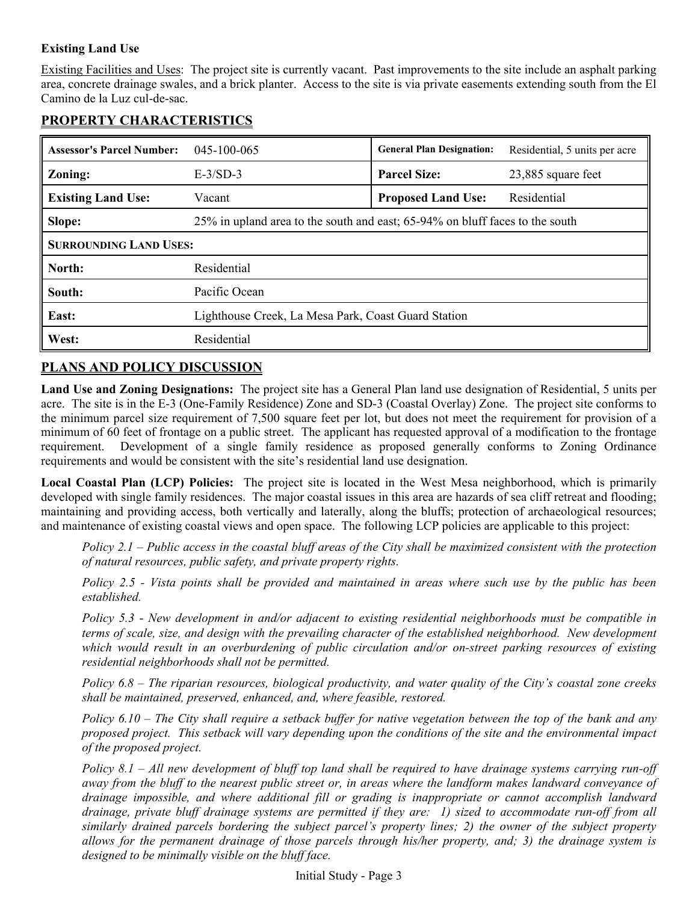**Existing Land Use**

Existing Facilities and Uses: The project site is currently vacant. Past improvements to the site include an asphalt parking area, concrete drainage swales, and a brick planter. Access to the site is via private easements extending south from the El Camino de la Luz cul-de-sac.

## PROPERTY CHARACTERISTICS

| | | | |
|---|---|---|---|
| **Assessor's Parcel Number:** | 045-100-065 | **General Plan Designation:** | Residential, 5 units per acre |
| **Zoning:** | E-3/SD-3 | **Parcel Size:** | 23,885 square feet |
| **Existing Land Use:** | Vacant | **Proposed Land Use:** | Residential |
| **Slope:** | 25% in upland area to the south and east; 65-94% on bluff faces to the south | | |
| **SURROUNDING LAND USES:** | | | |
| **North:** | Residential | | |
| **South:** | Pacific Ocean | | |
| **East:** | Lighthouse Creek, La Mesa Park, Coast Guard Station | | |
| **West:** | Residential | | |

## PLANS AND POLICY DISCUSSION

**Land Use and Zoning Designations:** The project site has a General Plan land use designation of Residential, 5 units per acre. The site is in the E-3 (One-Family Residence) Zone and SD-3 (Coastal Overlay) Zone. The project site conforms to the minimum parcel size requirement of 7,500 square feet per lot, but does not meet the requirement for provision of a minimum of 60 feet of frontage on a public street. The applicant has requested approval of a modification to the frontage requirement. Development of a single family residence as proposed generally conforms to Zoning Ordinance requirements and would be consistent with the site's residential land use designation.

**Local Coastal Plan (LCP) Policies:** The project site is located in the West Mesa neighborhood, which is primarily developed with single family residences. The major coastal issues in this area are hazards of sea cliff retreat and flooding; maintaining and providing access, both vertically and laterally, along the bluffs; protection of archaeological resources; and maintenance of existing coastal views and open space. The following LCP policies are applicable to this project:

*Policy 2.1 – Public access in the coastal bluff areas of the City shall be maximized consistent with the protection of natural resources, public safety, and private property rights.*

*Policy 2.5 - Vista points shall be provided and maintained in areas where such use by the public has been established.*

*Policy 5.3 - New development in and/or adjacent to existing residential neighborhoods must be compatible in terms of scale, size, and design with the prevailing character of the established neighborhood. New development which would result in an overburdening of public circulation and/or on-street parking resources of existing residential neighborhoods shall not be permitted.*

*Policy 6.8 – The riparian resources, biological productivity, and water quality of the City's coastal zone creeks shall be maintained, preserved, enhanced, and, where feasible, restored.*

*Policy 6.10 – The City shall require a setback buffer for native vegetation between the top of the bank and any proposed project. This setback will vary depending upon the conditions of the site and the environmental impact of the proposed project.*

*Policy 8.1 – All new development of bluff top land shall be required to have drainage systems carrying run-off away from the bluff to the nearest public street or, in areas where the landform makes landward conveyance of drainage impossible, and where additional fill or grading is inappropriate or cannot accomplish landward drainage, private bluff drainage systems are permitted if they are: 1) sized to accommodate run-off from all similarly drained parcels bordering the subject parcel's property lines; 2) the owner of the subject property allows for the permanent drainage of those parcels through his/her property, and; 3) the drainage system is designed to be minimally visible on the bluff face.*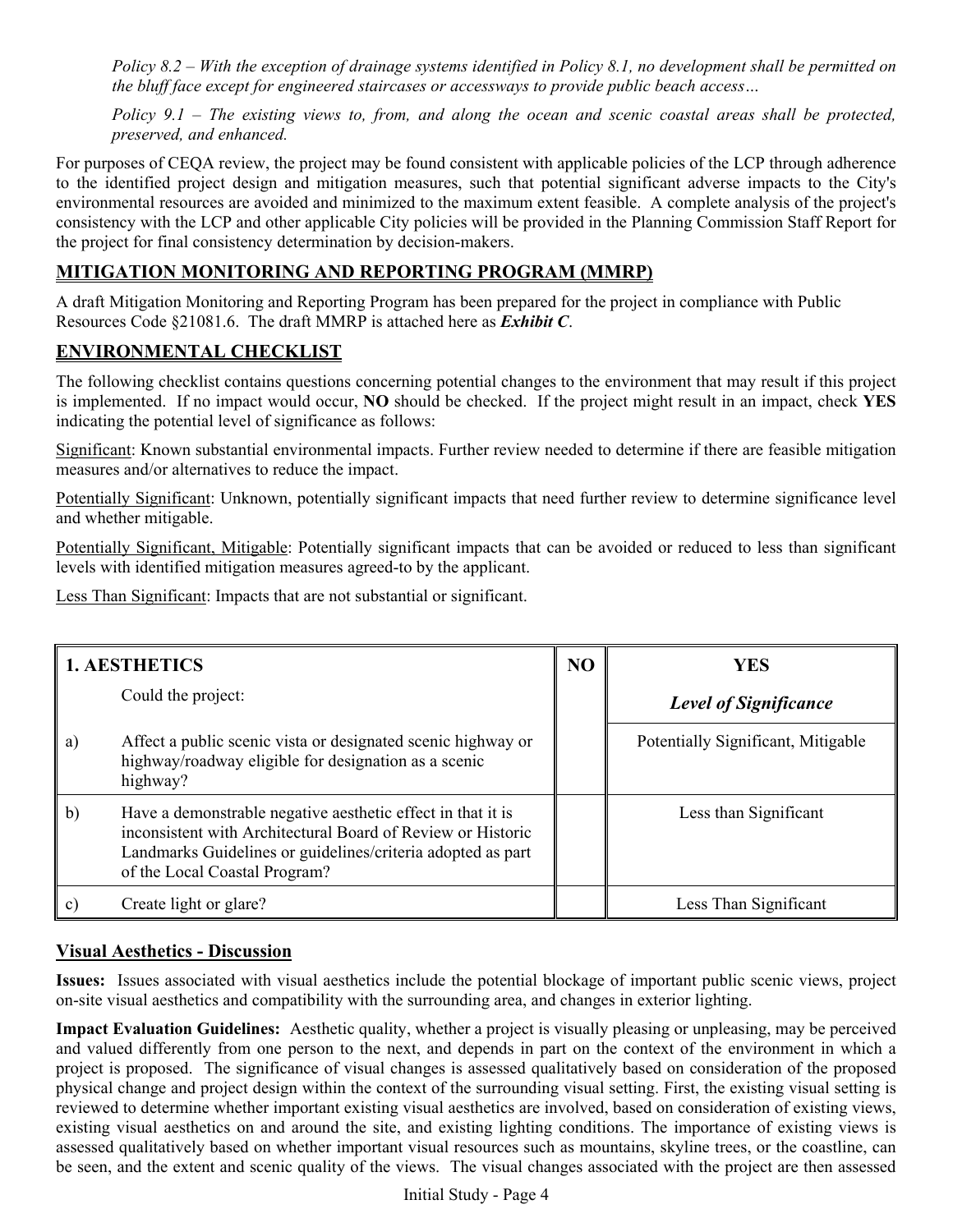*Policy 8.2 – With the exception of drainage systems identified in Policy 8.1, no development shall be permitted on the bluff face except for engineered staircases or accessways to provide public beach access…*

*Policy 9.1 – The existing views to, from, and along the ocean and scenic coastal areas shall be protected, preserved, and enhanced.*

For purposes of CEQA review, the project may be found consistent with applicable policies of the LCP through adherence to the identified project design and mitigation measures, such that potential significant adverse impacts to the City's environmental resources are avoided and minimized to the maximum extent feasible. A complete analysis of the project's consistency with the LCP and other applicable City policies will be provided in the Planning Commission Staff Report for the project for final consistency determination by decision-makers.

## MITIGATION MONITORING AND REPORTING PROGRAM (MMRP)

A draft Mitigation Monitoring and Reporting Program has been prepared for the project in compliance with Public Resources Code §21081.6. The draft MMRP is attached here as ***Exhibit C***.

## ENVIRONMENTAL CHECKLIST

The following checklist contains questions concerning potential changes to the environment that may result if this project is implemented. If no impact would occur, **NO** should be checked. If the project might result in an impact, check **YES** indicating the potential level of significance as follows:

Significant: Known substantial environmental impacts. Further review needed to determine if there are feasible mitigation measures and/or alternatives to reduce the impact.

Potentially Significant: Unknown, potentially significant impacts that need further review to determine significance level and whether mitigable.

Potentially Significant, Mitigable: Potentially significant impacts that can be avoided or reduced to less than significant levels with identified mitigation measures agreed-to by the applicant.

Less Than Significant: Impacts that are not substantial or significant.

| **1. AESTHETICS** | | **NO** | **YES** |
|---|---|---|---|
| | Could the project: | | ***Level of Significance*** |
| a) | Affect a public scenic vista or designated scenic highway or highway/roadway eligible for designation as a scenic highway? | | Potentially Significant, Mitigable |
| b) | Have a demonstrable negative aesthetic effect in that it is inconsistent with Architectural Board of Review or Historic Landmarks Guidelines or guidelines/criteria adopted as part of the Local Coastal Program? | | Less than Significant |
| c) | Create light or glare? | | Less Than Significant |

### Visual Aesthetics - Discussion

**Issues:** Issues associated with visual aesthetics include the potential blockage of important public scenic views, project on-site visual aesthetics and compatibility with the surrounding area, and changes in exterior lighting.

**Impact Evaluation Guidelines:** Aesthetic quality, whether a project is visually pleasing or unpleasing, may be perceived and valued differently from one person to the next, and depends in part on the context of the environment in which a project is proposed. The significance of visual changes is assessed qualitatively based on consideration of the proposed physical change and project design within the context of the surrounding visual setting. First, the existing visual setting is reviewed to determine whether important existing visual aesthetics are involved, based on consideration of existing views, existing visual aesthetics on and around the site, and existing lighting conditions. The importance of existing views is assessed qualitatively based on whether important visual resources such as mountains, skyline trees, or the coastline, can be seen, and the extent and scenic quality of the views. The visual changes associated with the project are then assessed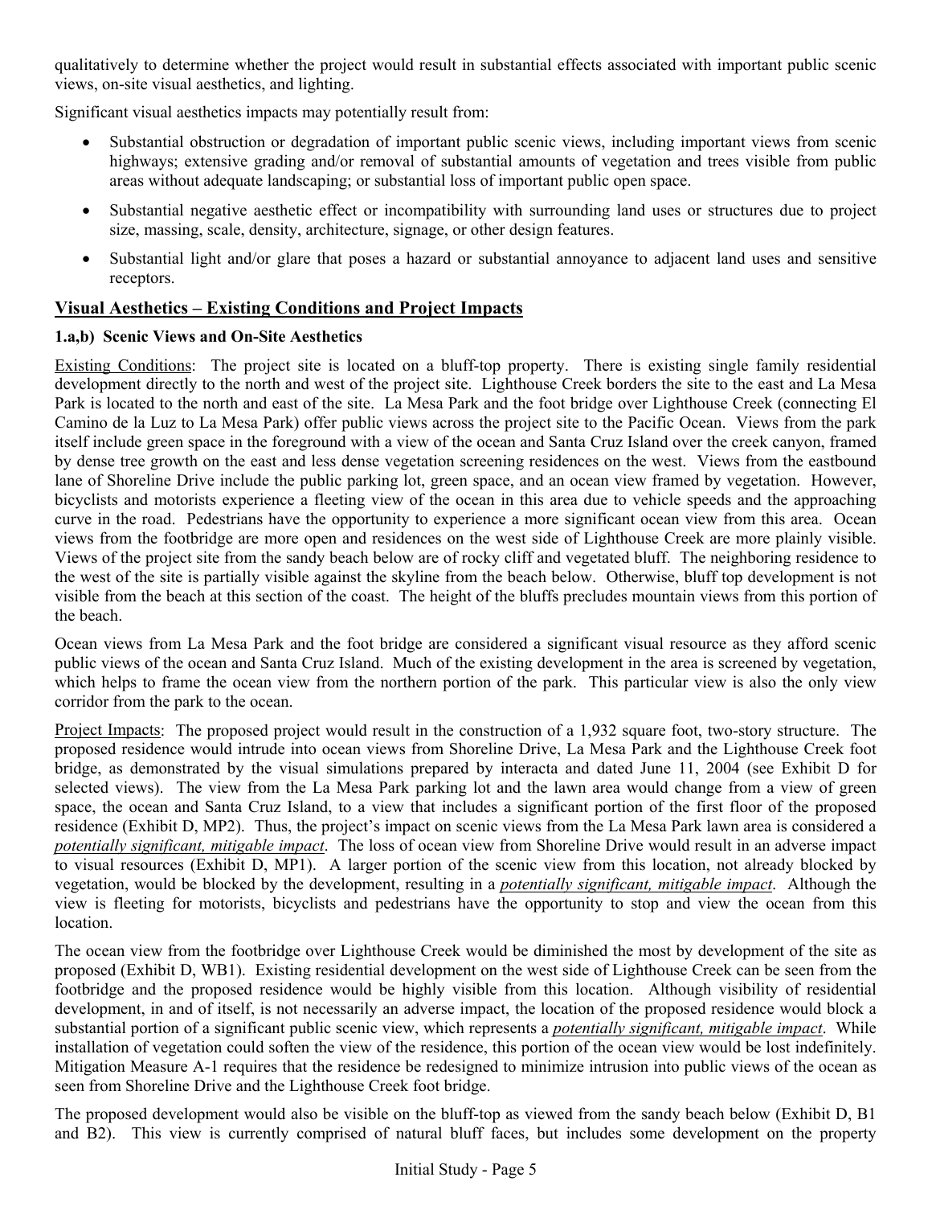qualitatively to determine whether the project would result in substantial effects associated with important public scenic views, on-site visual aesthetics, and lighting.

Significant visual aesthetics impacts may potentially result from:

- Substantial obstruction or degradation of important public scenic views, including important views from scenic highways; extensive grading and/or removal of substantial amounts of vegetation and trees visible from public areas without adequate landscaping; or substantial loss of important public open space.
- Substantial negative aesthetic effect or incompatibility with surrounding land uses or structures due to project size, massing, scale, density, architecture, signage, or other design features.
- Substantial light and/or glare that poses a hazard or substantial annoyance to adjacent land uses and sensitive receptors.

## Visual Aesthetics – Existing Conditions and Project Impacts

### 1.a,b) Scenic Views and On-Site Aesthetics

Existing Conditions: The project site is located on a bluff-top property. There is existing single family residential development directly to the north and west of the project site. Lighthouse Creek borders the site to the east and La Mesa Park is located to the north and east of the site. La Mesa Park and the foot bridge over Lighthouse Creek (connecting El Camino de la Luz to La Mesa Park) offer public views across the project site to the Pacific Ocean. Views from the park itself include green space in the foreground with a view of the ocean and Santa Cruz Island over the creek canyon, framed by dense tree growth on the east and less dense vegetation screening residences on the west. Views from the eastbound lane of Shoreline Drive include the public parking lot, green space, and an ocean view framed by vegetation. However, bicyclists and motorists experience a fleeting view of the ocean in this area due to vehicle speeds and the approaching curve in the road. Pedestrians have the opportunity to experience a more significant ocean view from this area. Ocean views from the footbridge are more open and residences on the west side of Lighthouse Creek are more plainly visible. Views of the project site from the sandy beach below are of rocky cliff and vegetated bluff. The neighboring residence to the west of the site is partially visible against the skyline from the beach below. Otherwise, bluff top development is not visible from the beach at this section of the coast. The height of the bluffs precludes mountain views from this portion of the beach.

Ocean views from La Mesa Park and the foot bridge are considered a significant visual resource as they afford scenic public views of the ocean and Santa Cruz Island. Much of the existing development in the area is screened by vegetation, which helps to frame the ocean view from the northern portion of the park. This particular view is also the only view corridor from the park to the ocean.

Project Impacts: The proposed project would result in the construction of a 1,932 square foot, two-story structure. The proposed residence would intrude into ocean views from Shoreline Drive, La Mesa Park and the Lighthouse Creek foot bridge, as demonstrated by the visual simulations prepared by interacta and dated June 11, 2004 (see Exhibit D for selected views). The view from the La Mesa Park parking lot and the lawn area would change from a view of green space, the ocean and Santa Cruz Island, to a view that includes a significant portion of the first floor of the proposed residence (Exhibit D, MP2). Thus, the project's impact on scenic views from the La Mesa Park lawn area is considered a ***potentially significant, mitigable impact***. The loss of ocean view from Shoreline Drive would result in an adverse impact to visual resources (Exhibit D, MP1). A larger portion of the scenic view from this location, not already blocked by vegetation, would be blocked by the development, resulting in a ***potentially significant, mitigable impact***. Although the view is fleeting for motorists, bicyclists and pedestrians have the opportunity to stop and view the ocean from this location.

The ocean view from the footbridge over Lighthouse Creek would be diminished the most by development of the site as proposed (Exhibit D, WB1). Existing residential development on the west side of Lighthouse Creek can be seen from the footbridge and the proposed residence would be highly visible from this location. Although visibility of residential development, in and of itself, is not necessarily an adverse impact, the location of the proposed residence would block a substantial portion of a significant public scenic view, which represents a ***potentially significant, mitigable impact***. While installation of vegetation could soften the view of the residence, this portion of the ocean view would be lost indefinitely. Mitigation Measure A-1 requires that the residence be redesigned to minimize intrusion into public views of the ocean as seen from Shoreline Drive and the Lighthouse Creek foot bridge.

The proposed development would also be visible on the bluff-top as viewed from the sandy beach below (Exhibit D, B1 and B2). This view is currently comprised of natural bluff faces, but includes some development on the property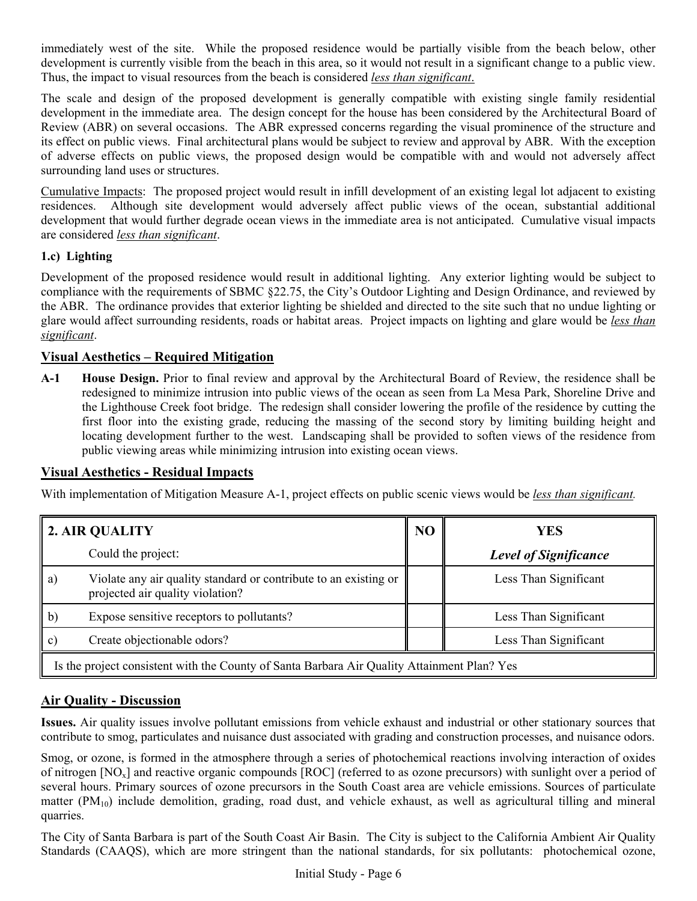immediately west of the site. While the proposed residence would be partially visible from the beach below, other development is currently visible from the beach in this area, so it would not result in a significant change to a public view. Thus, the impact to visual resources from the beach is considered *less than significant*.

The scale and design of the proposed development is generally compatible with existing single family residential development in the immediate area. The design concept for the house has been considered by the Architectural Board of Review (ABR) on several occasions. The ABR expressed concerns regarding the visual prominence of the structure and its effect on public views. Final architectural plans would be subject to review and approval by ABR. With the exception of adverse effects on public views, the proposed design would be compatible with and would not adversely affect surrounding land uses or structures.

Cumulative Impacts: The proposed project would result in infill development of an existing legal lot adjacent to existing residences. Although site development would adversely affect public views of the ocean, substantial additional development that would further degrade ocean views in the immediate area is not anticipated. Cumulative visual impacts are considered *less than significant*.

**1.c) Lighting**

Development of the proposed residence would result in additional lighting. Any exterior lighting would be subject to compliance with the requirements of SBMC §22.75, the City's Outdoor Lighting and Design Ordinance, and reviewed by the ABR. The ordinance provides that exterior lighting be shielded and directed to the site such that no undue lighting or glare would affect surrounding residents, roads or habitat areas. Project impacts on lighting and glare would be *less than significant*.

## Visual Aesthetics – Required Mitigation

**A-1 House Design.** Prior to final review and approval by the Architectural Board of Review, the residence shall be redesigned to minimize intrusion into public views of the ocean as seen from La Mesa Park, Shoreline Drive and the Lighthouse Creek foot bridge. The redesign shall consider lowering the profile of the residence by cutting the first floor into the existing grade, reducing the massing of the second story by limiting building height and locating development further to the west. Landscaping shall be provided to soften views of the residence from public viewing areas while minimizing intrusion into existing ocean views.

## Visual Aesthetics - Residual Impacts

With implementation of Mitigation Measure A-1, project effects on public scenic views would be *less than significant.*

| **2. AIR QUALITY** | | **NO** | **YES** |
|---|---|---|---|
| | Could the project: | | ***Level of Significance*** |
| a) | Violate any air quality standard or contribute to an existing or projected air quality violation? | | Less Than Significant |
| b) | Expose sensitive receptors to pollutants? | | Less Than Significant |
| c) | Create objectionable odors? | | Less Than Significant |
| Is the project consistent with the County of Santa Barbara Air Quality Attainment Plan? Yes | | | |

## Air Quality - Discussion

**Issues.** Air quality issues involve pollutant emissions from vehicle exhaust and industrial or other stationary sources that contribute to smog, particulates and nuisance dust associated with grading and construction processes, and nuisance odors.

Smog, or ozone, is formed in the atmosphere through a series of photochemical reactions involving interaction of oxides of nitrogen [$NO_x$] and reactive organic compounds [ROC] (referred to as ozone precursors) with sunlight over a period of several hours. Primary sources of ozone precursors in the South Coast area are vehicle emissions. Sources of particulate matter ($PM_{10}$) include demolition, grading, road dust, and vehicle exhaust, as well as agricultural tilling and mineral quarries.

The City of Santa Barbara is part of the South Coast Air Basin. The City is subject to the California Ambient Air Quality Standards (CAAQS), which are more stringent than the national standards, for six pollutants: photochemical ozone,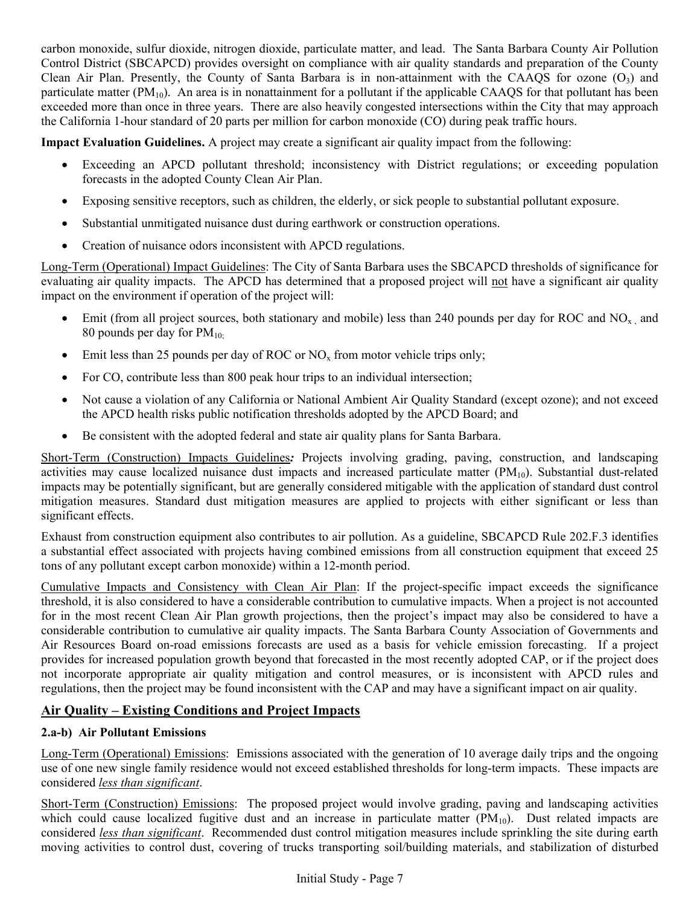carbon monoxide, sulfur dioxide, nitrogen dioxide, particulate matter, and lead. The Santa Barbara County Air Pollution Control District (SBCAPCD) provides oversight on compliance with air quality standards and preparation of the County Clean Air Plan. Presently, the County of Santa Barbara is in non-attainment with the CAAQS for ozone ($O_3$) and particulate matter ($PM_{10}$). An area is in nonattainment for a pollutant if the applicable CAAQS for that pollutant has been exceeded more than once in three years. There are also heavily congested intersections within the City that may approach the California 1-hour standard of 20 parts per million for carbon monoxide (CO) during peak traffic hours.

**Impact Evaluation Guidelines.** A project may create a significant air quality impact from the following:

- Exceeding an APCD pollutant threshold; inconsistency with District regulations; or exceeding population forecasts in the adopted County Clean Air Plan.
- Exposing sensitive receptors, such as children, the elderly, or sick people to substantial pollutant exposure.
- Substantial unmitigated nuisance dust during earthwork or construction operations.
- Creation of nuisance odors inconsistent with APCD regulations.

Long-Term (Operational) Impact Guidelines: The City of Santa Barbara uses the SBCAPCD thresholds of significance for evaluating air quality impacts. The APCD has determined that a proposed project will not have a significant air quality impact on the environment if operation of the project will:

- Emit (from all project sources, both stationary and mobile) less than 240 pounds per day for ROC and $NO_x$, and 80 pounds per day for $PM_{10}$;
- Emit less than 25 pounds per day of ROC or $NO_x$ from motor vehicle trips only;
- For CO, contribute less than 800 peak hour trips to an individual intersection;
- Not cause a violation of any California or National Ambient Air Quality Standard (except ozone); and not exceed the APCD health risks public notification thresholds adopted by the APCD Board; and
- Be consistent with the adopted federal and state air quality plans for Santa Barbara.

Short-Term (Construction) Impacts Guidelines***:*** Projects involving grading, paving, construction, and landscaping activities may cause localized nuisance dust impacts and increased particulate matter ($PM_{10}$). Substantial dust-related impacts may be potentially significant, but are generally considered mitigable with the application of standard dust control mitigation measures. Standard dust mitigation measures are applied to projects with either significant or less than significant effects.

Exhaust from construction equipment also contributes to air pollution. As a guideline, SBCAPCD Rule 202.F.3 identifies a substantial effect associated with projects having combined emissions from all construction equipment that exceed 25 tons of any pollutant except carbon monoxide) within a 12-month period.

Cumulative Impacts and Consistency with Clean Air Plan: If the project-specific impact exceeds the significance threshold, it is also considered to have a considerable contribution to cumulative impacts. When a project is not accounted for in the most recent Clean Air Plan growth projections, then the project's impact may also be considered to have a considerable contribution to cumulative air quality impacts. The Santa Barbara County Association of Governments and Air Resources Board on-road emissions forecasts are used as a basis for vehicle emission forecasting. If a project provides for increased population growth beyond that forecasted in the most recently adopted CAP, or if the project does not incorporate appropriate air quality mitigation and control measures, or is inconsistent with APCD rules and regulations, then the project may be found inconsistent with the CAP and may have a significant impact on air quality.

## Air Quality – Existing Conditions and Project Impacts

**2.a-b) Air Pollutant Emissions**

Long-Term (Operational) Emissions: Emissions associated with the generation of 10 average daily trips and the ongoing use of one new single family residence would not exceed established thresholds for long-term impacts. These impacts are considered ***less than significant***.

Short-Term (Construction) Emissions: The proposed project would involve grading, paving and landscaping activities which could cause localized fugitive dust and an increase in particulate matter ($PM_{10}$). Dust related impacts are considered ***less than significant***. Recommended dust control mitigation measures include sprinkling the site during earth moving activities to control dust, covering of trucks transporting soil/building materials, and stabilization of disturbed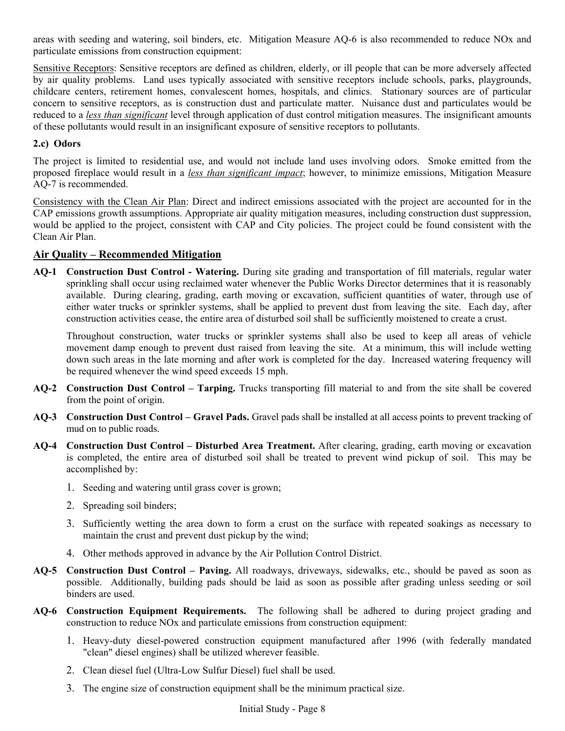areas with seeding and watering, soil binders, etc. Mitigation Measure AQ-6 is also recommended to reduce NOx and particulate emissions from construction equipment:

<u>Sensitive Receptors</u>: Sensitive receptors are defined as children, elderly, or ill people that can be more adversely affected by air quality problems. Land uses typically associated with sensitive receptors include schools, parks, playgrounds, childcare centers, retirement homes, convalescent homes, hospitals, and clinics. Stationary sources are of particular concern to sensitive receptors, as is construction dust and particulate matter. Nuisance dust and particulates would be reduced to a ***<u>less than significant</u>*** level through application of dust control mitigation measures. The insignificant amounts of these pollutants would result in an insignificant exposure of sensitive receptors to pollutants.

**2.c) Odors**

The project is limited to residential use, and would not include land uses involving odors. Smoke emitted from the proposed fireplace would result in a ***<u>less than significant impact</u>***; however, to minimize emissions, Mitigation Measure AQ-7 is recommended.

<u>Consistency with the Clean Air Plan</u>: Direct and indirect emissions associated with the project are accounted for in the CAP emissions growth assumptions. Appropriate air quality mitigation measures, including construction dust suppression, would be applied to the project, consistent with CAP and City policies. The project could be found consistent with the Clean Air Plan.

## <u>Air Quality – Recommended Mitigation</u>

**AQ-1 Construction Dust Control - Watering.** During site grading and transportation of fill materials, regular water sprinkling shall occur using reclaimed water whenever the Public Works Director determines that it is reasonably available. During clearing, grading, earth moving or excavation, sufficient quantities of water, through use of either water trucks or sprinkler systems, shall be applied to prevent dust from leaving the site. Each day, after construction activities cease, the entire area of disturbed soil shall be sufficiently moistened to create a crust.

Throughout construction, water trucks or sprinkler systems shall also be used to keep all areas of vehicle movement damp enough to prevent dust raised from leaving the site. At a minimum, this will include wetting down such areas in the late morning and after work is completed for the day. Increased watering frequency will be required whenever the wind speed exceeds 15 mph.

**AQ-2 Construction Dust Control – Tarping.** Trucks transporting fill material to and from the site shall be covered from the point of origin.

**AQ-3 Construction Dust Control – Gravel Pads.** Gravel pads shall be installed at all access points to prevent tracking of mud on to public roads.

**AQ-4 Construction Dust Control – Disturbed Area Treatment.** After clearing, grading, earth moving or excavation is completed, the entire area of disturbed soil shall be treated to prevent wind pickup of soil. This may be accomplished by:

1. Seeding and watering until grass cover is grown;
2. Spreading soil binders;
3. Sufficiently wetting the area down to form a crust on the surface with repeated soakings as necessary to maintain the crust and prevent dust pickup by the wind;
4. Other methods approved in advance by the Air Pollution Control District.

**AQ-5 Construction Dust Control – Paving.** All roadways, driveways, sidewalks, etc., should be paved as soon as possible. Additionally, building pads should be laid as soon as possible after grading unless seeding or soil binders are used.

**AQ-6 Construction Equipment Requirements.** The following shall be adhered to during project grading and construction to reduce NOx and particulate emissions from construction equipment:

1. Heavy-duty diesel-powered construction equipment manufactured after 1996 (with federally mandated "clean" diesel engines) shall be utilized wherever feasible.
2. Clean diesel fuel (Ultra-Low Sulfur Diesel) fuel shall be used.
3. The engine size of construction equipment shall be the minimum practical size.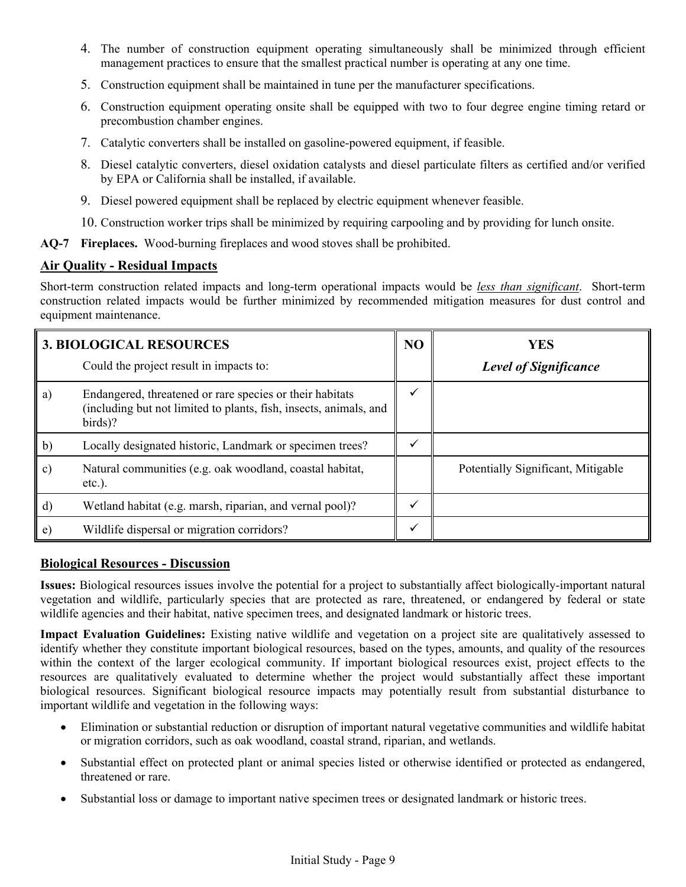4. The number of construction equipment operating simultaneously shall be minimized through efficient management practices to ensure that the smallest practical number is operating at any one time.
5. Construction equipment shall be maintained in tune per the manufacturer specifications.
6. Construction equipment operating onsite shall be equipped with two to four degree engine timing retard or precombustion chamber engines.
7. Catalytic converters shall be installed on gasoline-powered equipment, if feasible.
8. Diesel catalytic converters, diesel oxidation catalysts and diesel particulate filters as certified and/or verified by EPA or California shall be installed, if available.
9. Diesel powered equipment shall be replaced by electric equipment whenever feasible.
10. Construction worker trips shall be minimized by requiring carpooling and by providing for lunch onsite.

**AQ-7 Fireplaces.** Wood-burning fireplaces and wood stoves shall be prohibited.

## Air Quality - Residual Impacts

Short-term construction related impacts and long-term operational impacts would be *less than significant*. Short-term construction related impacts would be further minimized by recommended mitigation measures for dust control and equipment maintenance.

| **3. BIOLOGICAL RESOURCES** | Could the project result in impacts to: | **NO** | **YES** *Level of Significance* |
|---|---|---|---|
| a) | Endangered, threatened or rare species or their habitats (including but not limited to plants, fish, insects, animals, and birds)? | ✓ | |
| b) | Locally designated historic, Landmark or specimen trees? | ✓ | |
| c) | Natural communities (e.g. oak woodland, coastal habitat, etc.). | | Potentially Significant, Mitigable |
| d) | Wetland habitat (e.g. marsh, riparian, and vernal pool)? | ✓ | |
| e) | Wildlife dispersal or migration corridors? | ✓ | |

## Biological Resources - Discussion

**Issues:** Biological resources issues involve the potential for a project to substantially affect biologically-important natural vegetation and wildlife, particularly species that are protected as rare, threatened, or endangered by federal or state wildlife agencies and their habitat, native specimen trees, and designated landmark or historic trees.

**Impact Evaluation Guidelines:** Existing native wildlife and vegetation on a project site are qualitatively assessed to identify whether they constitute important biological resources, based on the types, amounts, and quality of the resources within the context of the larger ecological community. If important biological resources exist, project effects to the resources are qualitatively evaluated to determine whether the project would substantially affect these important biological resources. Significant biological resource impacts may potentially result from substantial disturbance to important wildlife and vegetation in the following ways:

- Elimination or substantial reduction or disruption of important natural vegetative communities and wildlife habitat or migration corridors, such as oak woodland, coastal strand, riparian, and wetlands.
- Substantial effect on protected plant or animal species listed or otherwise identified or protected as endangered, threatened or rare.
- Substantial loss or damage to important native specimen trees or designated landmark or historic trees.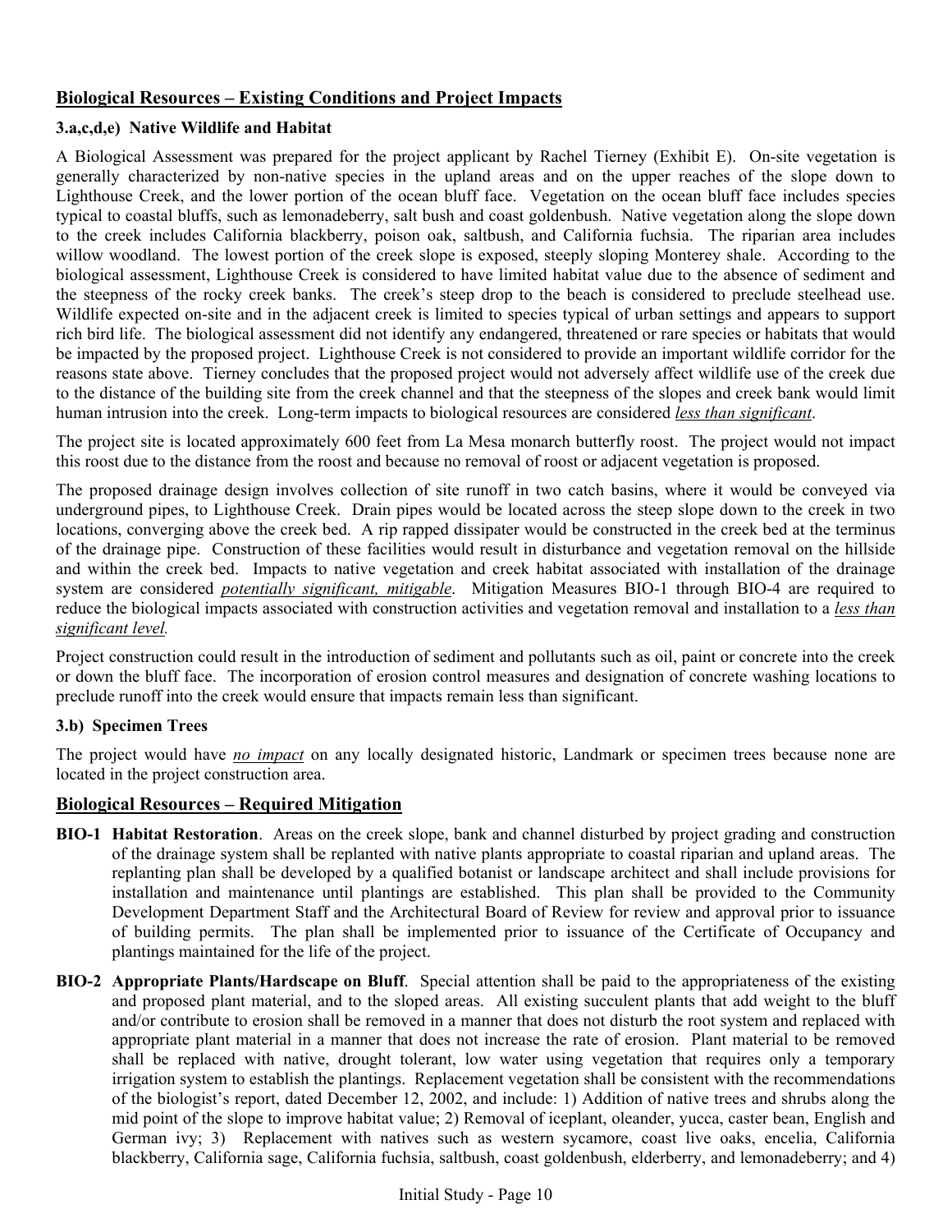## Biological Resources – Existing Conditions and Project Impacts

### 3.a,c,d,e) Native Wildlife and Habitat

A Biological Assessment was prepared for the project applicant by Rachel Tierney (Exhibit E). On-site vegetation is generally characterized by non-native species in the upland areas and on the upper reaches of the slope down to Lighthouse Creek, and the lower portion of the ocean bluff face. Vegetation on the ocean bluff face includes species typical to coastal bluffs, such as lemonadeberry, salt bush and coast goldenbush. Native vegetation along the slope down to the creek includes California blackberry, poison oak, saltbush, and California fuchsia. The riparian area includes willow woodland. The lowest portion of the creek slope is exposed, steeply sloping Monterey shale. According to the biological assessment, Lighthouse Creek is considered to have limited habitat value due to the absence of sediment and the steepness of the rocky creek banks. The creek's steep drop to the beach is considered to preclude steelhead use. Wildlife expected on-site and in the adjacent creek is limited to species typical of urban settings and appears to support rich bird life. The biological assessment did not identify any endangered, threatened or rare species or habitats that would be impacted by the proposed project. Lighthouse Creek is not considered to provide an important wildlife corridor for the reasons state above. Tierney concludes that the proposed project would not adversely affect wildlife use of the creek due to the distance of the building site from the creek channel and that the steepness of the slopes and creek bank would limit human intrusion into the creek. Long-term impacts to biological resources are considered *less than significant*.

The project site is located approximately 600 feet from La Mesa monarch butterfly roost. The project would not impact this roost due to the distance from the roost and because no removal of roost or adjacent vegetation is proposed.

The proposed drainage design involves collection of site runoff in two catch basins, where it would be conveyed via underground pipes, to Lighthouse Creek. Drain pipes would be located across the steep slope down to the creek in two locations, converging above the creek bed. A rip rapped dissipater would be constructed in the creek bed at the terminus of the drainage pipe. Construction of these facilities would result in disturbance and vegetation removal on the hillside and within the creek bed. Impacts to native vegetation and creek habitat associated with installation of the drainage system are considered *potentially significant, mitigable*. Mitigation Measures BIO-1 through BIO-4 are required to reduce the biological impacts associated with construction activities and vegetation removal and installation to a *less than significant level.*

Project construction could result in the introduction of sediment and pollutants such as oil, paint or concrete into the creek or down the bluff face. The incorporation of erosion control measures and designation of concrete washing locations to preclude runoff into the creek would ensure that impacts remain less than significant.

### 3.b) Specimen Trees

The project would have *no impact* on any locally designated historic, Landmark or specimen trees because none are located in the project construction area.

## Biological Resources – Required Mitigation

**BIO-1 Habitat Restoration**. Areas on the creek slope, bank and channel disturbed by project grading and construction of the drainage system shall be replanted with native plants appropriate to coastal riparian and upland areas. The replanting plan shall be developed by a qualified botanist or landscape architect and shall include provisions for installation and maintenance until plantings are established. This plan shall be provided to the Community Development Department Staff and the Architectural Board of Review for review and approval prior to issuance of building permits. The plan shall be implemented prior to issuance of the Certificate of Occupancy and plantings maintained for the life of the project.

**BIO-2 Appropriate Plants/Hardscape on Bluff**. Special attention shall be paid to the appropriateness of the existing and proposed plant material, and to the sloped areas. All existing succulent plants that add weight to the bluff and/or contribute to erosion shall be removed in a manner that does not disturb the root system and replaced with appropriate plant material in a manner that does not increase the rate of erosion. Plant material to be removed shall be replaced with native, drought tolerant, low water using vegetation that requires only a temporary irrigation system to establish the plantings. Replacement vegetation shall be consistent with the recommendations of the biologist's report, dated December 12, 2002, and include: 1) Addition of native trees and shrubs along the mid point of the slope to improve habitat value; 2) Removal of iceplant, oleander, yucca, caster bean, English and German ivy; 3) Replacement with natives such as western sycamore, coast live oaks, encelia, California blackberry, California sage, California fuchsia, saltbush, coast goldenbush, elderberry, and lemonadeberry; and 4)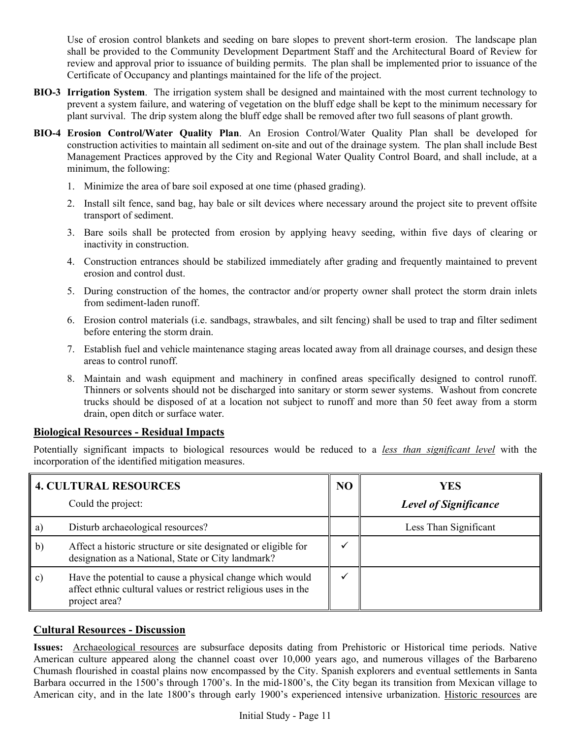Use of erosion control blankets and seeding on bare slopes to prevent short-term erosion. The landscape plan shall be provided to the Community Development Department Staff and the Architectural Board of Review for review and approval prior to issuance of building permits. The plan shall be implemented prior to issuance of the Certificate of Occupancy and plantings maintained for the life of the project.

**BIO-3 Irrigation System**. The irrigation system shall be designed and maintained with the most current technology to prevent a system failure, and watering of vegetation on the bluff edge shall be kept to the minimum necessary for plant survival. The drip system along the bluff edge shall be removed after two full seasons of plant growth.

**BIO-4 Erosion Control/Water Quality Plan**. An Erosion Control/Water Quality Plan shall be developed for construction activities to maintain all sediment on-site and out of the drainage system. The plan shall include Best Management Practices approved by the City and Regional Water Quality Control Board, and shall include, at a minimum, the following:

1. Minimize the area of bare soil exposed at one time (phased grading).
2. Install silt fence, sand bag, hay bale or silt devices where necessary around the project site to prevent offsite transport of sediment.
3. Bare soils shall be protected from erosion by applying heavy seeding, within five days of clearing or inactivity in construction.
4. Construction entrances should be stabilized immediately after grading and frequently maintained to prevent erosion and control dust.
5. During construction of the homes, the contractor and/or property owner shall protect the storm drain inlets from sediment-laden runoff.
6. Erosion control materials (i.e. sandbags, strawbales, and silt fencing) shall be used to trap and filter sediment before entering the storm drain.
7. Establish fuel and vehicle maintenance staging areas located away from all drainage courses, and design these areas to control runoff.
8. Maintain and wash equipment and machinery in confined areas specifically designed to control runoff. Thinners or solvents should not be discharged into sanitary or storm sewer systems. Washout from concrete trucks should be disposed of at a location not subject to runoff and more than 50 feet away from a storm drain, open ditch or surface water.

## Biological Resources - Residual Impacts

Potentially significant impacts to biological resources would be reduced to a *less than significant level* with the incorporation of the identified mitigation measures.

| **4. CULTURAL RESOURCES** Could the project: | | **NO** | **YES** *Level of Significance* |
|---|---|---|---|
| a) | Disturb archaeological resources? | | Less Than Significant |
| b) | Affect a historic structure or site designated or eligible for designation as a National, State or City landmark? | ✓ | |
| c) | Have the potential to cause a physical change which would affect ethnic cultural values or restrict religious uses in the project area? | ✓ | |

## Cultural Resources - Discussion

**Issues:** Archaeological resources are subsurface deposits dating from Prehistoric or Historical time periods. Native American culture appeared along the channel coast over 10,000 years ago, and numerous villages of the Barbareno Chumash flourished in coastal plains now encompassed by the City. Spanish explorers and eventual settlements in Santa Barbara occurred in the 1500's through 1700's. In the mid-1800's, the City began its transition from Mexican village to American city, and in the late 1800's through early 1900's experienced intensive urbanization. Historic resources are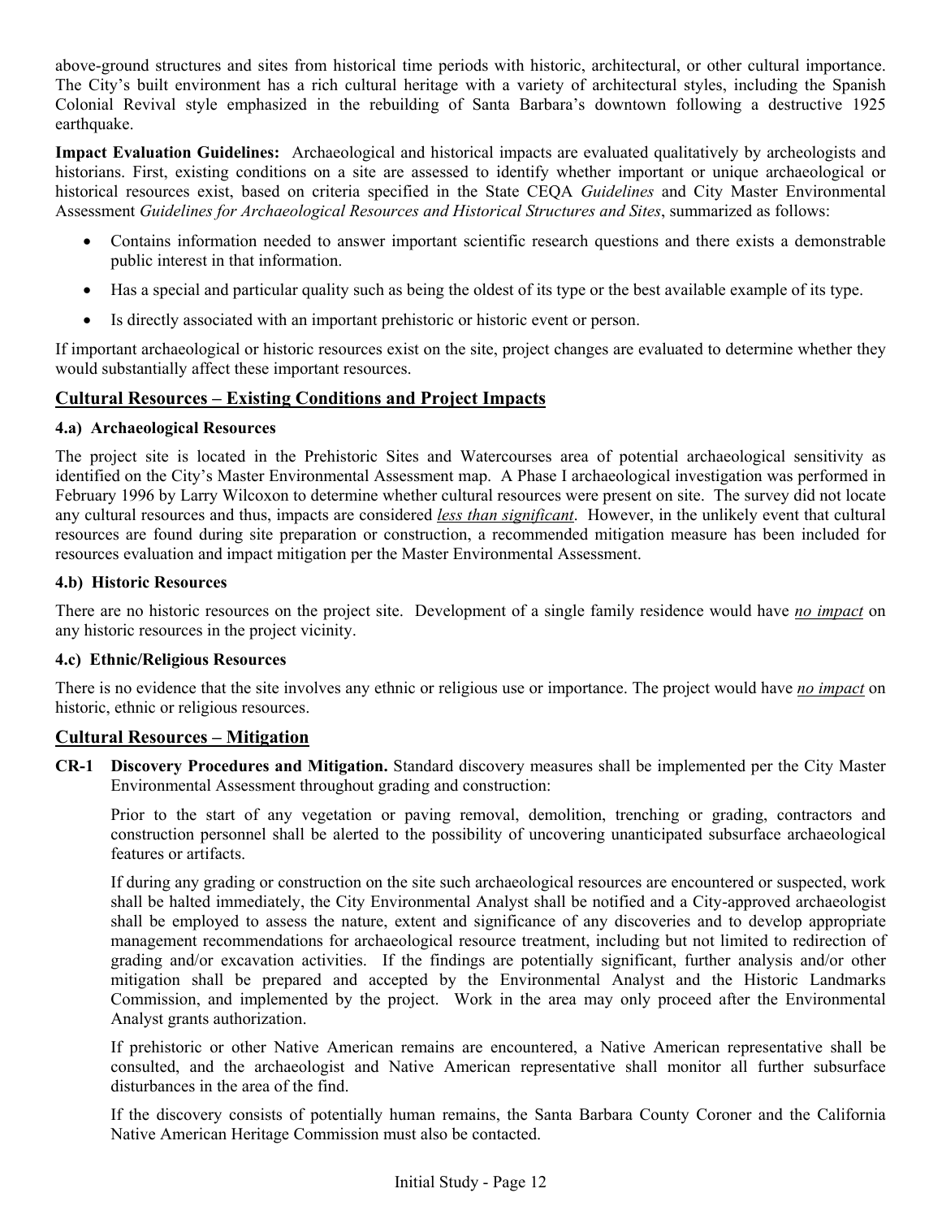above-ground structures and sites from historical time periods with historic, architectural, or other cultural importance. The City's built environment has a rich cultural heritage with a variety of architectural styles, including the Spanish Colonial Revival style emphasized in the rebuilding of Santa Barbara's downtown following a destructive 1925 earthquake.

**Impact Evaluation Guidelines:** Archaeological and historical impacts are evaluated qualitatively by archeologists and historians. First, existing conditions on a site are assessed to identify whether important or unique archaeological or historical resources exist, based on criteria specified in the State CEQA *Guidelines* and City Master Environmental Assessment *Guidelines for Archaeological Resources and Historical Structures and Sites*, summarized as follows:

- Contains information needed to answer important scientific research questions and there exists a demonstrable public interest in that information.
- Has a special and particular quality such as being the oldest of its type or the best available example of its type.
- Is directly associated with an important prehistoric or historic event or person.

If important archaeological or historic resources exist on the site, project changes are evaluated to determine whether they would substantially affect these important resources.

## Cultural Resources – Existing Conditions and Project Impacts

### 4.a) Archaeological Resources

The project site is located in the Prehistoric Sites and Watercourses area of potential archaeological sensitivity as identified on the City's Master Environmental Assessment map. A Phase I archaeological investigation was performed in February 1996 by Larry Wilcoxon to determine whether cultural resources were present on site. The survey did not locate any cultural resources and thus, impacts are considered *less than significant*. However, in the unlikely event that cultural resources are found during site preparation or construction, a recommended mitigation measure has been included for resources evaluation and impact mitigation per the Master Environmental Assessment.

### 4.b) Historic Resources

There are no historic resources on the project site. Development of a single family residence would have *no impact* on any historic resources in the project vicinity.

### 4.c) Ethnic/Religious Resources

There is no evidence that the site involves any ethnic or religious use or importance. The project would have *no impact* on historic, ethnic or religious resources.

## Cultural Resources – Mitigation

**CR-1 Discovery Procedures and Mitigation.** Standard discovery measures shall be implemented per the City Master Environmental Assessment throughout grading and construction:

Prior to the start of any vegetation or paving removal, demolition, trenching or grading, contractors and construction personnel shall be alerted to the possibility of uncovering unanticipated subsurface archaeological features or artifacts.

If during any grading or construction on the site such archaeological resources are encountered or suspected, work shall be halted immediately, the City Environmental Analyst shall be notified and a City-approved archaeologist shall be employed to assess the nature, extent and significance of any discoveries and to develop appropriate management recommendations for archaeological resource treatment, including but not limited to redirection of grading and/or excavation activities. If the findings are potentially significant, further analysis and/or other mitigation shall be prepared and accepted by the Environmental Analyst and the Historic Landmarks Commission, and implemented by the project. Work in the area may only proceed after the Environmental Analyst grants authorization.

If prehistoric or other Native American remains are encountered, a Native American representative shall be consulted, and the archaeologist and Native American representative shall monitor all further subsurface disturbances in the area of the find.

If the discovery consists of potentially human remains, the Santa Barbara County Coroner and the California Native American Heritage Commission must also be contacted.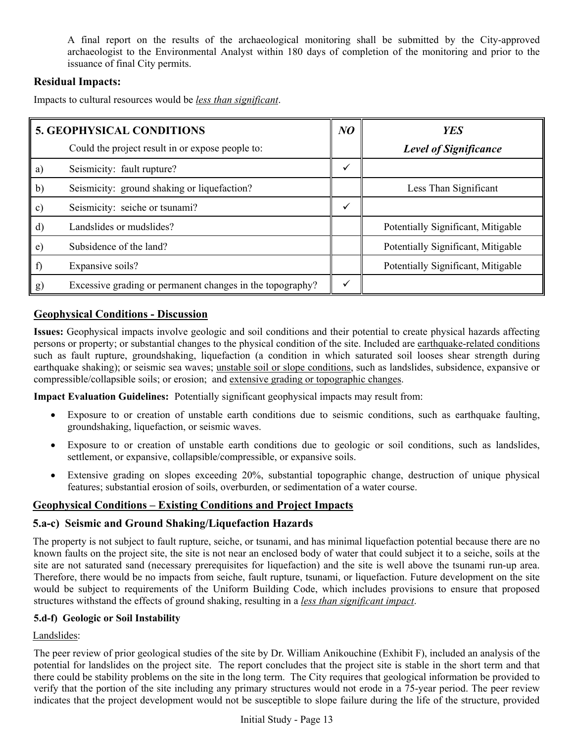A final report on the results of the archaeological monitoring shall be submitted by the City-approved archaeologist to the Environmental Analyst within 180 days of completion of the monitoring and prior to the issuance of final City permits.

### Residual Impacts:

Impacts to cultural resources would be *less than significant*.

| **5. GEOPHYSICAL CONDITIONS** | | ***NO*** | ***YES*** |
|---|---|---|---|
| | Could the project result in or expose people to: | | ***Level of Significance*** |
| a) | Seismicity: fault rupture? | ✓ | |
| b) | Seismicity: ground shaking or liquefaction? | | Less Than Significant |
| c) | Seismicity: seiche or tsunami? | ✓ | |
| d) | Landslides or mudslides? | | Potentially Significant, Mitigable |
| e) | Subsidence of the land? | | Potentially Significant, Mitigable |
| f) | Expansive soils? | | Potentially Significant, Mitigable |
| g) | Excessive grading or permanent changes in the topography? | ✓ | |

## Geophysical Conditions - Discussion

**Issues:** Geophysical impacts involve geologic and soil conditions and their potential to create physical hazards affecting persons or property; or substantial changes to the physical condition of the site. Included are earthquake-related conditions such as fault rupture, groundshaking, liquefaction (a condition in which saturated soil looses shear strength during earthquake shaking); or seismic sea waves; unstable soil or slope conditions, such as landslides, subsidence, expansive or compressible/collapsible soils; or erosion; and extensive grading or topographic changes.

**Impact Evaluation Guidelines:** Potentially significant geophysical impacts may result from:

- Exposure to or creation of unstable earth conditions due to seismic conditions, such as earthquake faulting, groundshaking, liquefaction, or seismic waves.
- Exposure to or creation of unstable earth conditions due to geologic or soil conditions, such as landslides, settlement, or expansive, collapsible/compressible, or expansive soils.
- Extensive grading on slopes exceeding 20%, substantial topographic change, destruction of unique physical features; substantial erosion of soils, overburden, or sedimentation of a water course.

## Geophysical Conditions – Existing Conditions and Project Impacts

### 5.a-c) Seismic and Ground Shaking/Liquefaction Hazards

The property is not subject to fault rupture, seiche, or tsunami, and has minimal liquefaction potential because there are no known faults on the project site, the site is not near an enclosed body of water that could subject it to a seiche, soils at the site are not saturated sand (necessary prerequisites for liquefaction) and the site is well above the tsunami run-up area. Therefore, there would be no impacts from seiche, fault rupture, tsunami, or liquefaction. Future development on the site would be subject to requirements of the Uniform Building Code, which includes provisions to ensure that proposed structures withstand the effects of ground shaking, resulting in a *less than significant impact*.

#### 5.d-f) Geologic or Soil Instability

Landslides:

The peer review of prior geological studies of the site by Dr. William Anikouchine (Exhibit F), included an analysis of the potential for landslides on the project site. The report concludes that the project site is stable in the short term and that there could be stability problems on the site in the long term. The City requires that geological information be provided to verify that the portion of the site including any primary structures would not erode in a 75-year period. The peer review indicates that the project development would not be susceptible to slope failure during the life of the structure, provided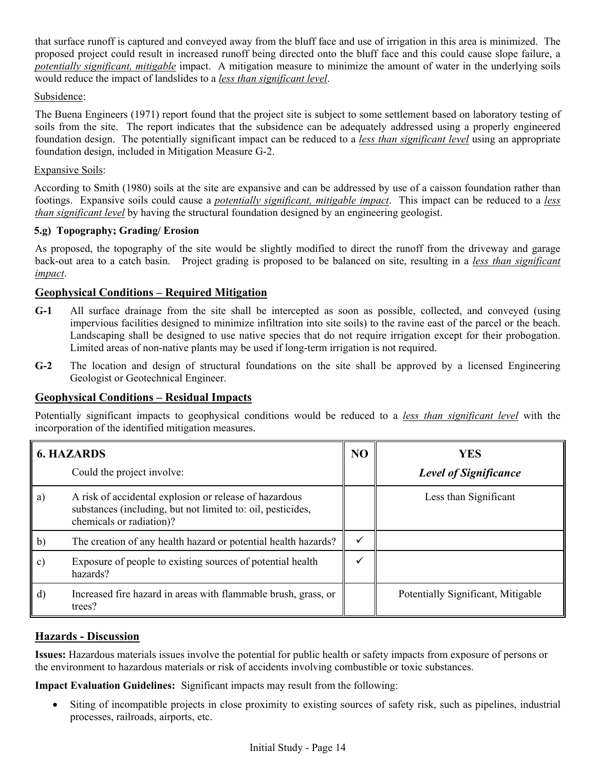that surface runoff is captured and conveyed away from the bluff face and use of irrigation in this area is minimized. The proposed project could result in increased runoff being directed onto the bluff face and this could cause slope failure, a ***potentially significant, mitigable*** impact. A mitigation measure to minimize the amount of water in the underlying soils would reduce the impact of landslides to a *less than significant level*.

Subsidence:

The Buena Engineers (1971) report found that the project site is subject to some settlement based on laboratory testing of soils from the site. The report indicates that the subsidence can be adequately addressed using a properly engineered foundation design. The potentially significant impact can be reduced to a *less than significant level* using an appropriate foundation design, included in Mitigation Measure G-2.

Expansive Soils:

According to Smith (1980) soils at the site are expansive and can be addressed by use of a caisson foundation rather than footings. Expansive soils could cause a ***potentially significant, mitigable impact***. This impact can be reduced to a *less than significant level* by having the structural foundation designed by an engineering geologist.

**5.g) Topography; Grading/ Erosion**

As proposed, the topography of the site would be slightly modified to direct the runoff from the driveway and garage back-out area to a catch basin. Project grading is proposed to be balanced on site, resulting in a *less than significant impact*.

## Geophysical Conditions – Required Mitigation

**G-1** All surface drainage from the site shall be intercepted as soon as possible, collected, and conveyed (using impervious facilities designed to minimize infiltration into site soils) to the ravine east of the parcel or the beach. Landscaping shall be designed to use native species that do not require irrigation except for their probogation. Limited areas of non-native plants may be used if long-term irrigation is not required.

**G-2** The location and design of structural foundations on the site shall be approved by a licensed Engineering Geologist or Geotechnical Engineer.

## Geophysical Conditions – Residual Impacts

Potentially significant impacts to geophysical conditions would be reduced to a *less than significant level* with the incorporation of the identified mitigation measures.

| **6. HAZARDS** Could the project involve: | | **NO** | **YES** ***Level of Significance*** |
|---|---|---|---|
| a) | A risk of accidental explosion or release of hazardous substances (including, but not limited to: oil, pesticides, chemicals or radiation)? | | Less than Significant |
| b) | The creation of any health hazard or potential health hazards? | ✓ | |
| c) | Exposure of people to existing sources of potential health hazards? | ✓ | |
| d) | Increased fire hazard in areas with flammable brush, grass, or trees? | | Potentially Significant, Mitigable |

## Hazards - Discussion

**Issues:** Hazardous materials issues involve the potential for public health or safety impacts from exposure of persons or the environment to hazardous materials or risk of accidents involving combustible or toxic substances.

**Impact Evaluation Guidelines:** Significant impacts may result from the following:

- Siting of incompatible projects in close proximity to existing sources of safety risk, such as pipelines, industrial processes, railroads, airports, etc.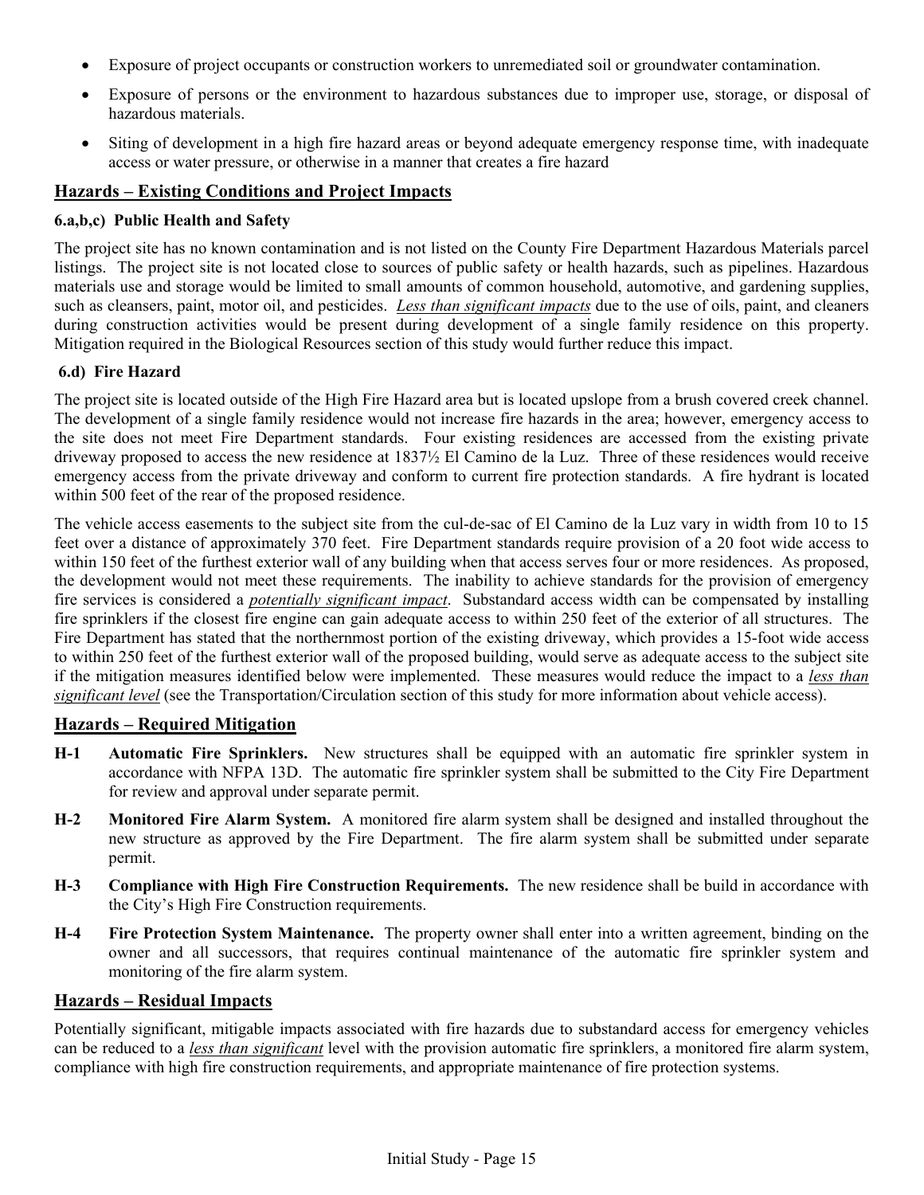- Exposure of project occupants or construction workers to unremediated soil or groundwater contamination.
- Exposure of persons or the environment to hazardous substances due to improper use, storage, or disposal of hazardous materials.
- Siting of development in a high fire hazard areas or beyond adequate emergency response time, with inadequate access or water pressure, or otherwise in a manner that creates a fire hazard

## Hazards – Existing Conditions and Project Impacts

### 6.a,b,c) Public Health and Safety

The project site has no known contamination and is not listed on the County Fire Department Hazardous Materials parcel listings. The project site is not located close to sources of public safety or health hazards, such as pipelines. Hazardous materials use and storage would be limited to small amounts of common household, automotive, and gardening supplies, such as cleansers, paint, motor oil, and pesticides. *Less than significant impacts* due to the use of oils, paint, and cleaners during construction activities would be present during development of a single family residence on this property. Mitigation required in the Biological Resources section of this study would further reduce this impact.

### 6.d) Fire Hazard

The project site is located outside of the High Fire Hazard area but is located upslope from a brush covered creek channel. The development of a single family residence would not increase fire hazards in the area; however, emergency access to the site does not meet Fire Department standards. Four existing residences are accessed from the existing private driveway proposed to access the new residence at 1837½ El Camino de la Luz. Three of these residences would receive emergency access from the private driveway and conform to current fire protection standards. A fire hydrant is located within 500 feet of the rear of the proposed residence.

The vehicle access easements to the subject site from the cul-de-sac of El Camino de la Luz vary in width from 10 to 15 feet over a distance of approximately 370 feet. Fire Department standards require provision of a 20 foot wide access to within 150 feet of the furthest exterior wall of any building when that access serves four or more residences. As proposed, the development would not meet these requirements. The inability to achieve standards for the provision of emergency fire services is considered a ***potentially significant impact***. Substandard access width can be compensated by installing fire sprinklers if the closest fire engine can gain adequate access to within 250 feet of the exterior of all structures. The Fire Department has stated that the northernmost portion of the existing driveway, which provides a 15-foot wide access to within 250 feet of the furthest exterior wall of the proposed building, would serve as adequate access to the subject site if the mitigation measures identified below were implemented. These measures would reduce the impact to a *less than significant level* (see the Transportation/Circulation section of this study for more information about vehicle access).

## Hazards – Required Mitigation

**H-1 Automatic Fire Sprinklers.** New structures shall be equipped with an automatic fire sprinkler system in accordance with NFPA 13D. The automatic fire sprinkler system shall be submitted to the City Fire Department for review and approval under separate permit.

**H-2 Monitored Fire Alarm System.** A monitored fire alarm system shall be designed and installed throughout the new structure as approved by the Fire Department. The fire alarm system shall be submitted under separate permit.

**H-3 Compliance with High Fire Construction Requirements.** The new residence shall be build in accordance with the City's High Fire Construction requirements.

**H-4 Fire Protection System Maintenance.** The property owner shall enter into a written agreement, binding on the owner and all successors, that requires continual maintenance of the automatic fire sprinkler system and monitoring of the fire alarm system.

## Hazards – Residual Impacts

Potentially significant, mitigable impacts associated with fire hazards due to substandard access for emergency vehicles can be reduced to a *less than significant* level with the provision automatic fire sprinklers, a monitored fire alarm system, compliance with high fire construction requirements, and appropriate maintenance of fire protection systems.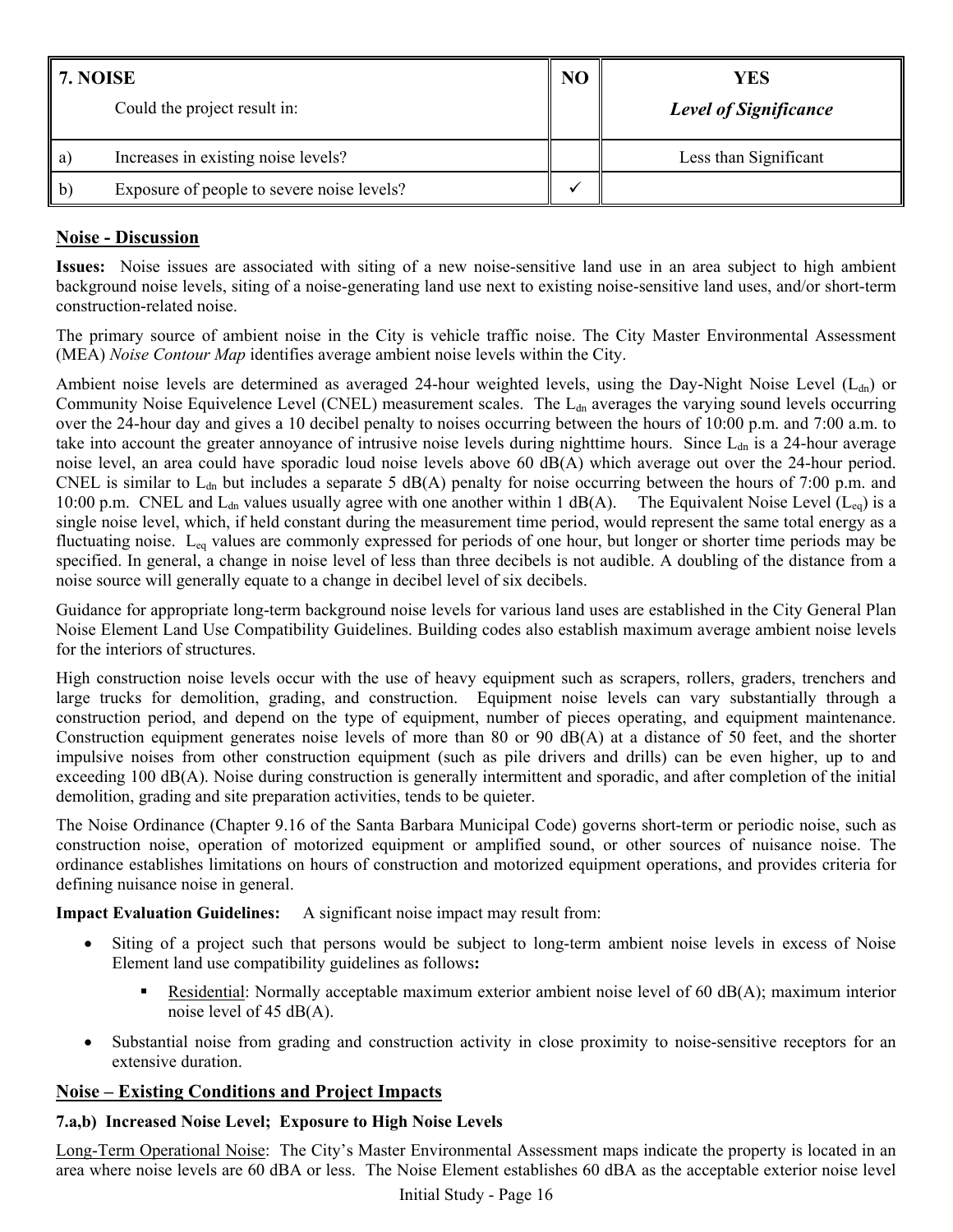| 7. NOISE<br>Could the project result in: | NO | YES<br>*Level of Significance* |
|---|---|---|
| a) Increases in existing noise levels? | | Less than Significant |
| b) Exposure of people to severe noise levels? | ✓ | |

## Noise - Discussion

**Issues:** Noise issues are associated with siting of a new noise-sensitive land use in an area subject to high ambient background noise levels, siting of a noise-generating land use next to existing noise-sensitive land uses, and/or short-term construction-related noise.

The primary source of ambient noise in the City is vehicle traffic noise. The City Master Environmental Assessment (MEA) *Noise Contour Map* identifies average ambient noise levels within the City.

Ambient noise levels are determined as averaged 24-hour weighted levels, using the Day-Night Noise Level ($L_{dn}$) or Community Noise Equivelence Level (CNEL) measurement scales. The $L_{dn}$ averages the varying sound levels occurring over the 24-hour day and gives a 10 decibel penalty to noises occurring between the hours of 10:00 p.m. and 7:00 a.m. to take into account the greater annoyance of intrusive noise levels during nighttime hours. Since $L_{dn}$ is a 24-hour average noise level, an area could have sporadic loud noise levels above 60 dB(A) which average out over the 24-hour period. CNEL is similar to $L_{dn}$ but includes a separate 5 dB(A) penalty for noise occurring between the hours of 7:00 p.m. and 10:00 p.m. CNEL and $L_{dn}$ values usually agree with one another within 1 dB(A). The Equivalent Noise Level ($L_{eq}$) is a single noise level, which, if held constant during the measurement time period, would represent the same total energy as a fluctuating noise. $L_{eq}$ values are commonly expressed for periods of one hour, but longer or shorter time periods may be specified. In general, a change in noise level of less than three decibels is not audible. A doubling of the distance from a noise source will generally equate to a change in decibel level of six decibels.

Guidance for appropriate long-term background noise levels for various land uses are established in the City General Plan Noise Element Land Use Compatibility Guidelines. Building codes also establish maximum average ambient noise levels for the interiors of structures.

High construction noise levels occur with the use of heavy equipment such as scrapers, rollers, graders, trenchers and large trucks for demolition, grading, and construction. Equipment noise levels can vary substantially through a construction period, and depend on the type of equipment, number of pieces operating, and equipment maintenance. Construction equipment generates noise levels of more than 80 or 90 dB(A) at a distance of 50 feet, and the shorter impulsive noises from other construction equipment (such as pile drivers and drills) can be even higher, up to and exceeding 100 dB(A). Noise during construction is generally intermittent and sporadic, and after completion of the initial demolition, grading and site preparation activities, tends to be quieter.

The Noise Ordinance (Chapter 9.16 of the Santa Barbara Municipal Code) governs short-term or periodic noise, such as construction noise, operation of motorized equipment or amplified sound, or other sources of nuisance noise. The ordinance establishes limitations on hours of construction and motorized equipment operations, and provides criteria for defining nuisance noise in general.

**Impact Evaluation Guidelines:** A significant noise impact may result from:

- Siting of a project such that persons would be subject to long-term ambient noise levels in excess of Noise Element land use compatibility guidelines as follows**:**
  - Residential: Normally acceptable maximum exterior ambient noise level of 60 dB(A); maximum interior noise level of 45 dB(A).
- Substantial noise from grading and construction activity in close proximity to noise-sensitive receptors for an extensive duration.

## Noise – Existing Conditions and Project Impacts

### 7.a,b) Increased Noise Level; Exposure to High Noise Levels

Long-Term Operational Noise: The City's Master Environmental Assessment maps indicate the property is located in an area where noise levels are 60 dBA or less. The Noise Element establishes 60 dBA as the acceptable exterior noise level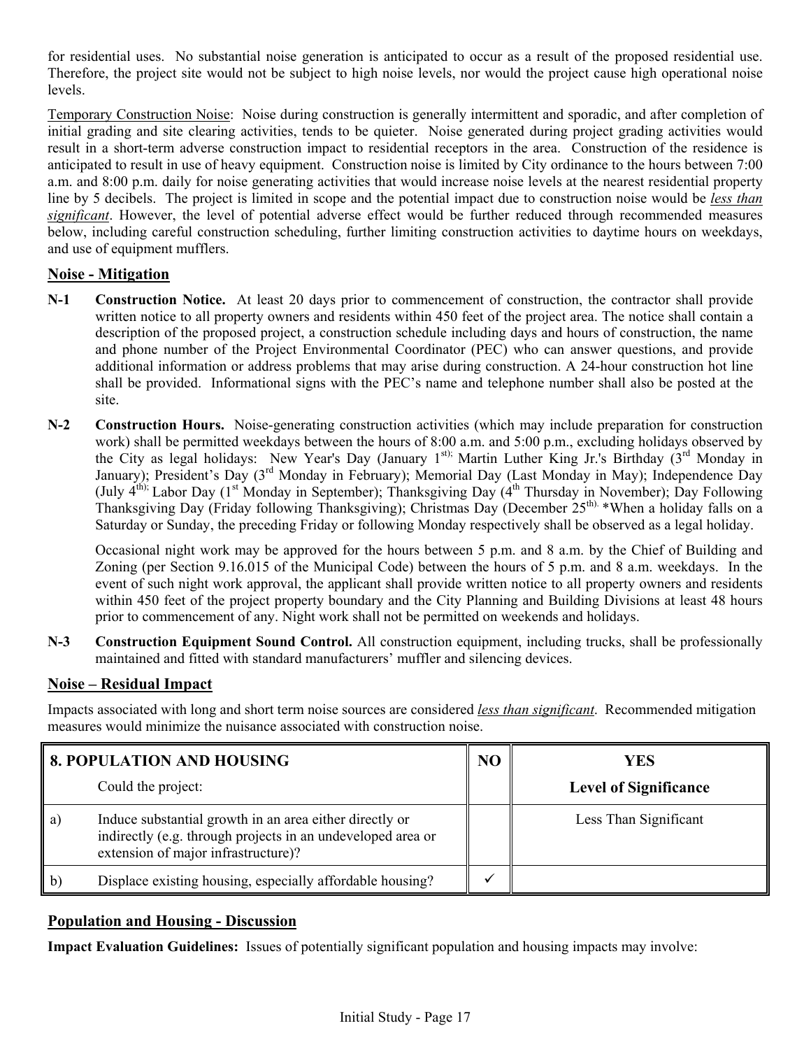for residential uses. No substantial noise generation is anticipated to occur as a result of the proposed residential use. Therefore, the project site would not be subject to high noise levels, nor would the project cause high operational noise levels.

Temporary Construction Noise: Noise during construction is generally intermittent and sporadic, and after completion of initial grading and site clearing activities, tends to be quieter. Noise generated during project grading activities would result in a short-term adverse construction impact to residential receptors in the area. Construction of the residence is anticipated to result in use of heavy equipment. Construction noise is limited by City ordinance to the hours between 7:00 a.m. and 8:00 p.m. daily for noise generating activities that would increase noise levels at the nearest residential property line by 5 decibels. The project is limited in scope and the potential impact due to construction noise would be *less than significant*. However, the level of potential adverse effect would be further reduced through recommended measures below, including careful construction scheduling, further limiting construction activities to daytime hours on weekdays, and use of equipment mufflers.

## Noise - Mitigation

**N-1 Construction Notice.** At least 20 days prior to commencement of construction, the contractor shall provide written notice to all property owners and residents within 450 feet of the project area. The notice shall contain a description of the proposed project, a construction schedule including days and hours of construction, the name and phone number of the Project Environmental Coordinator (PEC) who can answer questions, and provide additional information or address problems that may arise during construction. A 24-hour construction hot line shall be provided. Informational signs with the PEC's name and telephone number shall also be posted at the site.

**N-2 Construction Hours.** Noise-generating construction activities (which may include preparation for construction work) shall be permitted weekdays between the hours of 8:00 a.m. and 5:00 p.m., excluding holidays observed by the City as legal holidays: New Year's Day (January 1st); Martin Luther King Jr.'s Birthday (3rd Monday in January); President's Day (3rd Monday in February); Memorial Day (Last Monday in May); Independence Day (July 4th); Labor Day (1st Monday in September); Thanksgiving Day (4th Thursday in November); Day Following Thanksgiving Day (Friday following Thanksgiving); Christmas Day (December 25th). *When a holiday falls on a Saturday or Sunday, the preceding Friday or following Monday respectively shall be observed as a legal holiday.

Occasional night work may be approved for the hours between 5 p.m. and 8 a.m. by the Chief of Building and Zoning (per Section 9.16.015 of the Municipal Code) between the hours of 5 p.m. and 8 a.m. weekdays. In the event of such night work approval, the applicant shall provide written notice to all property owners and residents within 450 feet of the project property boundary and the City Planning and Building Divisions at least 48 hours prior to commencement of any. Night work shall not be permitted on weekends and holidays.

**N-3 Construction Equipment Sound Control.** All construction equipment, including trucks, shall be professionally maintained and fitted with standard manufacturers' muffler and silencing devices.

## Noise – Residual Impact

Impacts associated with long and short term noise sources are considered *less than significant*. Recommended mitigation measures would minimize the nuisance associated with construction noise.

| **8. POPULATION AND HOUSING** Could the project: | | **NO** | **YES** **Level of Significance** |
|---|---|---|---|
| a) | Induce substantial growth in an area either directly or indirectly (e.g. through projects in an undeveloped area or extension of major infrastructure)? | | Less Than Significant |
| b) | Displace existing housing, especially affordable housing? | ✓ | |

## Population and Housing - Discussion

**Impact Evaluation Guidelines:** Issues of potentially significant population and housing impacts may involve: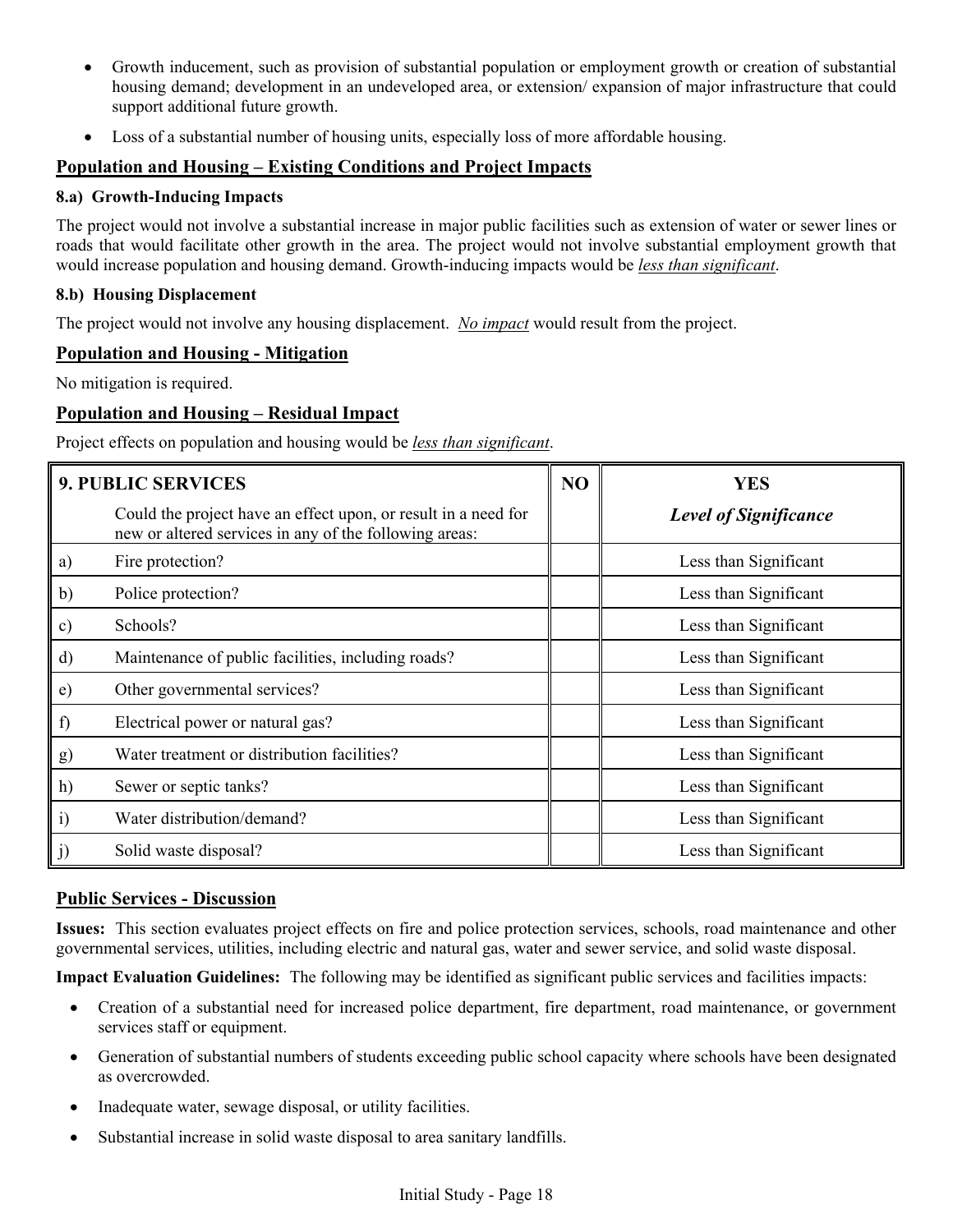- Growth inducement, such as provision of substantial population or employment growth or creation of substantial housing demand; development in an undeveloped area, or extension/ expansion of major infrastructure that could support additional future growth.
- Loss of a substantial number of housing units, especially loss of more affordable housing.

## Population and Housing – Existing Conditions and Project Impacts

**8.a) Growth-Inducing Impacts**

The project would not involve a substantial increase in major public facilities such as extension of water or sewer lines or roads that would facilitate other growth in the area. The project would not involve substantial employment growth that would increase population and housing demand. Growth-inducing impacts would be *less than significant*.

**8.b) Housing Displacement**

The project would not involve any housing displacement. *No impact* would result from the project.

## Population and Housing - Mitigation

No mitigation is required.

## Population and Housing – Residual Impact

Project effects on population and housing would be *less than significant*.

| **9. PUBLIC SERVICES** | | NO | YES |
|---|---|---|---|
| | Could the project have an effect upon, or result in a need for new or altered services in any of the following areas: | | *Level of Significance* |
| a) | Fire protection? | | Less than Significant |
| b) | Police protection? | | Less than Significant |
| c) | Schools? | | Less than Significant |
| d) | Maintenance of public facilities, including roads? | | Less than Significant |
| e) | Other governmental services? | | Less than Significant |
| f) | Electrical power or natural gas? | | Less than Significant |
| g) | Water treatment or distribution facilities? | | Less than Significant |
| h) | Sewer or septic tanks? | | Less than Significant |
| i) | Water distribution/demand? | | Less than Significant |
| j) | Solid waste disposal? | | Less than Significant |

## Public Services - Discussion

**Issues:** This section evaluates project effects on fire and police protection services, schools, road maintenance and other governmental services, utilities, including electric and natural gas, water and sewer service, and solid waste disposal.

**Impact Evaluation Guidelines:** The following may be identified as significant public services and facilities impacts:

- Creation of a substantial need for increased police department, fire department, road maintenance, or government services staff or equipment.
- Generation of substantial numbers of students exceeding public school capacity where schools have been designated as overcrowded.
- Inadequate water, sewage disposal, or utility facilities.
- Substantial increase in solid waste disposal to area sanitary landfills.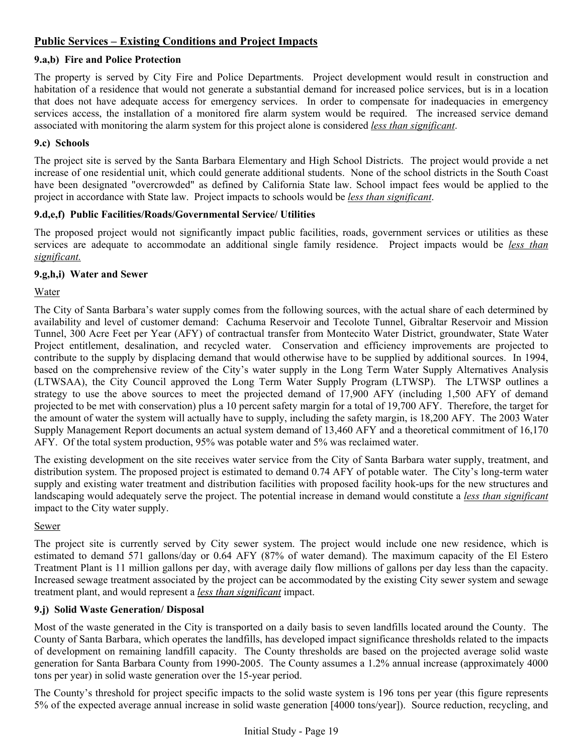## Public Services – Existing Conditions and Project Impacts

### 9.a,b) Fire and Police Protection

The property is served by City Fire and Police Departments. Project development would result in construction and habitation of a residence that would not generate a substantial demand for increased police services, but is in a location that does not have adequate access for emergency services. In order to compensate for inadequacies in emergency services access, the installation of a monitored fire alarm system would be required. The increased service demand associated with monitoring the alarm system for this project alone is considered *less than significant*.

### 9.c) Schools

The project site is served by the Santa Barbara Elementary and High School Districts. The project would provide a net increase of one residential unit, which could generate additional students. None of the school districts in the South Coast have been designated "overcrowded" as defined by California State law. School impact fees would be applied to the project in accordance with State law. Project impacts to schools would be *less than significant*.

### 9.d,e,f) Public Facilities/Roads/Governmental Service/ Utilities

The proposed project would not significantly impact public facilities, roads, government services or utilities as these services are adequate to accommodate an additional single family residence. Project impacts would be *less than significant.*

### 9.g,h,i) Water and Sewer

Water

The City of Santa Barbara's water supply comes from the following sources, with the actual share of each determined by availability and level of customer demand: Cachuma Reservoir and Tecolote Tunnel, Gibraltar Reservoir and Mission Tunnel, 300 Acre Feet per Year (AFY) of contractual transfer from Montecito Water District, groundwater, State Water Project entitlement, desalination, and recycled water. Conservation and efficiency improvements are projected to contribute to the supply by displacing demand that would otherwise have to be supplied by additional sources. In 1994, based on the comprehensive review of the City's water supply in the Long Term Water Supply Alternatives Analysis (LTWSAA), the City Council approved the Long Term Water Supply Program (LTWSP). The LTWSP outlines a strategy to use the above sources to meet the projected demand of 17,900 AFY (including 1,500 AFY of demand projected to be met with conservation) plus a 10 percent safety margin for a total of 19,700 AFY. Therefore, the target for the amount of water the system will actually have to supply, including the safety margin, is 18,200 AFY. The 2003 Water Supply Management Report documents an actual system demand of 13,460 AFY and a theoretical commitment of 16,170 AFY. Of the total system production, 95% was potable water and 5% was reclaimed water.

The existing development on the site receives water service from the City of Santa Barbara water supply, treatment, and distribution system. The proposed project is estimated to demand 0.74 AFY of potable water. The City's long-term water supply and existing water treatment and distribution facilities with proposed facility hook-ups for the new structures and landscaping would adequately serve the project. The potential increase in demand would constitute a *less than significant* impact to the City water supply.

Sewer

The project site is currently served by City sewer system. The project would include one new residence, which is estimated to demand 571 gallons/day or 0.64 AFY (87% of water demand). The maximum capacity of the El Estero Treatment Plant is 11 million gallons per day, with average daily flow millions of gallons per day less than the capacity. Increased sewage treatment associated by the project can be accommodated by the existing City sewer system and sewage treatment plant, and would represent a *less than significant* impact.

### 9.j) Solid Waste Generation/ Disposal

Most of the waste generated in the City is transported on a daily basis to seven landfills located around the County. The County of Santa Barbara, which operates the landfills, has developed impact significance thresholds related to the impacts of development on remaining landfill capacity. The County thresholds are based on the projected average solid waste generation for Santa Barbara County from 1990-2005. The County assumes a 1.2% annual increase (approximately 4000 tons per year) in solid waste generation over the 15-year period.

The County's threshold for project specific impacts to the solid waste system is 196 tons per year (this figure represents 5% of the expected average annual increase in solid waste generation [4000 tons/year]). Source reduction, recycling, and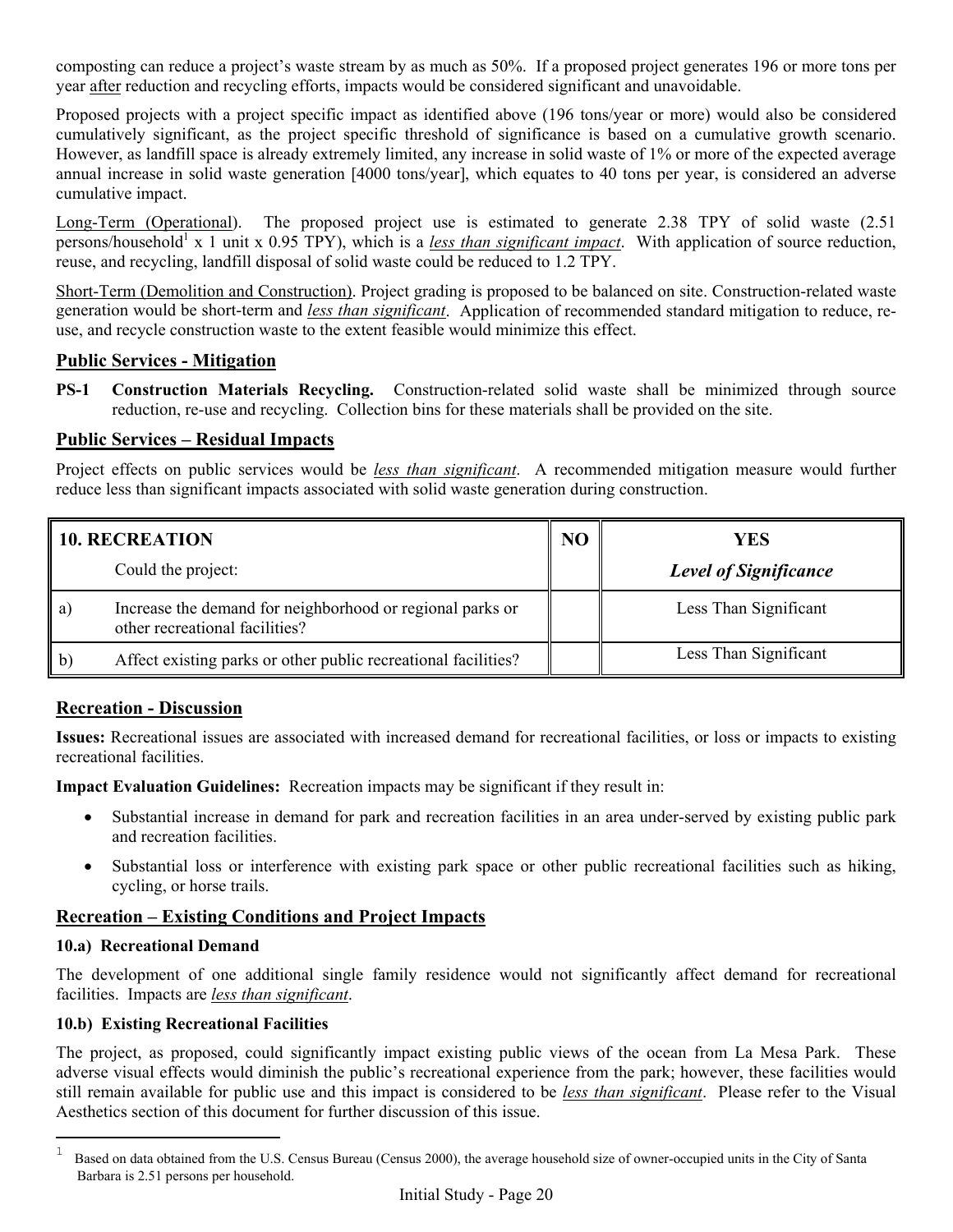composting can reduce a project's waste stream by as much as 50%. If a proposed project generates 196 or more tons per year after reduction and recycling efforts, impacts would be considered significant and unavoidable.

Proposed projects with a project specific impact as identified above (196 tons/year or more) would also be considered cumulatively significant, as the project specific threshold of significance is based on a cumulative growth scenario. However, as landfill space is already extremely limited, any increase in solid waste of 1% or more of the expected average annual increase in solid waste generation [4000 tons/year], which equates to 40 tons per year, is considered an adverse cumulative impact.

Long-Term (Operational). The proposed project use is estimated to generate 2.38 TPY of solid waste (2.51 persons/household[1] x 1 unit x 0.95 TPY), which is a ***less than significant impact***. With application of source reduction, reuse, and recycling, landfill disposal of solid waste could be reduced to 1.2 TPY.

Short-Term (Demolition and Construction). Project grading is proposed to be balanced on site. Construction-related waste generation would be short-term and ***less than significant***. Application of recommended standard mitigation to reduce, re-use, and recycle construction waste to the extent feasible would minimize this effect.

## Public Services - Mitigation

**PS-1 Construction Materials Recycling.** Construction-related solid waste shall be minimized through source reduction, re-use and recycling. Collection bins for these materials shall be provided on the site.

## Public Services – Residual Impacts

Project effects on public services would be ***less than significant***. A recommended mitigation measure would further reduce less than significant impacts associated with solid waste generation during construction.

| **10. RECREATION** Could the project: | | **NO** | **YES** *Level of Significance* |
|---|---|---|---|
| a) | Increase the demand for neighborhood or regional parks or other recreational facilities? | | Less Than Significant |
| b) | Affect existing parks or other public recreational facilities? | | Less Than Significant |

## Recreation - Discussion

**Issues:** Recreational issues are associated with increased demand for recreational facilities, or loss or impacts to existing recreational facilities.

**Impact Evaluation Guidelines:** Recreation impacts may be significant if they result in:

- Substantial increase in demand for park and recreation facilities in an area under-served by existing public park and recreation facilities.
- Substantial loss or interference with existing park space or other public recreational facilities such as hiking, cycling, or horse trails.

## Recreation – Existing Conditions and Project Impacts

### 10.a) Recreational Demand

The development of one additional single family residence would not significantly affect demand for recreational facilities. Impacts are ***less than significant***.

### 10.b) Existing Recreational Facilities

The project, as proposed, could significantly impact existing public views of the ocean from La Mesa Park. These adverse visual effects would diminish the public's recreational experience from the park; however, these facilities would still remain available for public use and this impact is considered to be ***less than significant***. Please refer to the Visual Aesthetics section of this document for further discussion of this issue.

---

[1] Based on data obtained from the U.S. Census Bureau (Census 2000), the average household size of owner-occupied units in the City of Santa Barbara is 2.51 persons per household.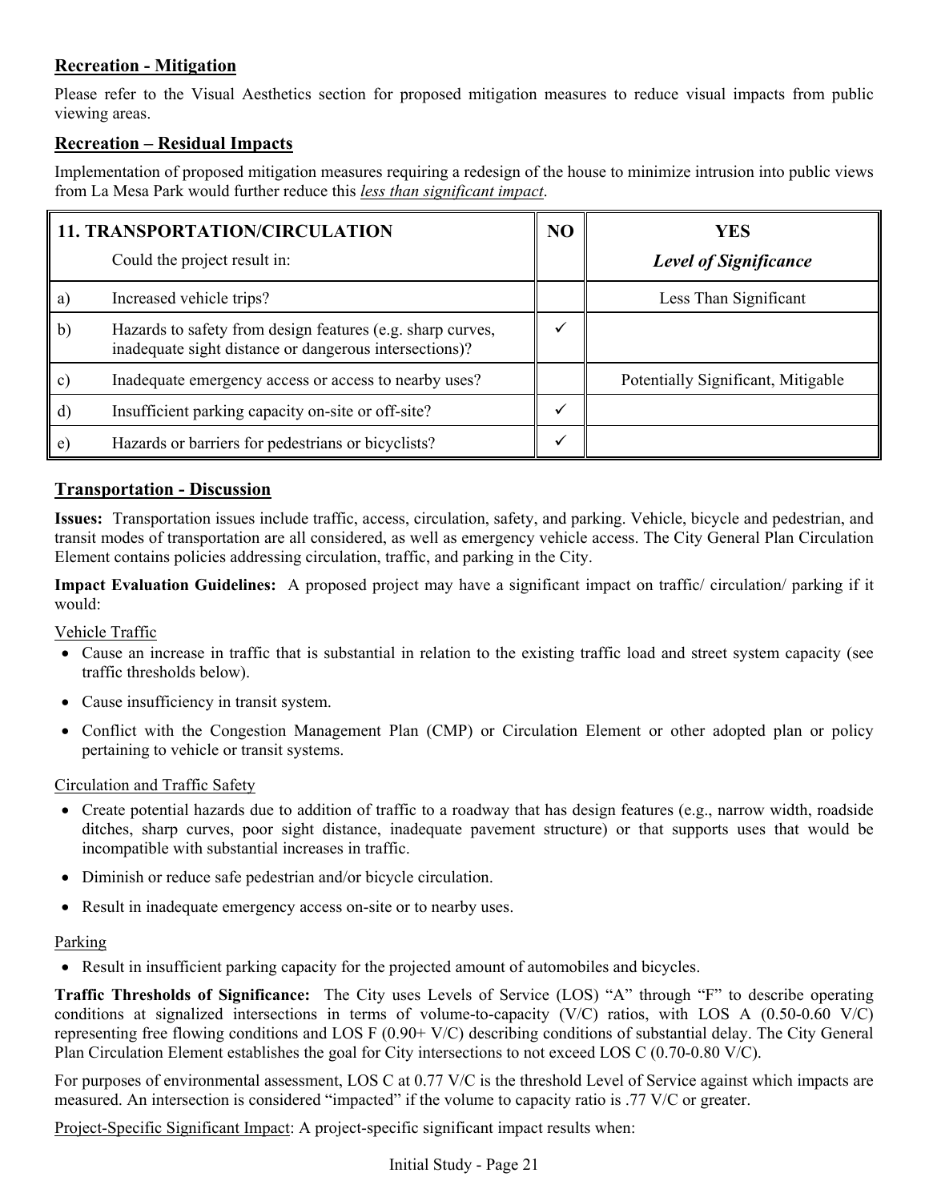## Recreation - Mitigation

Please refer to the Visual Aesthetics section for proposed mitigation measures to reduce visual impacts from public viewing areas.

## Recreation – Residual Impacts

Implementation of proposed mitigation measures requiring a redesign of the house to minimize intrusion into public views from La Mesa Park would further reduce this *less than significant impact*.

| **11. TRANSPORTATION/CIRCULATION** Could the project result in: | | **NO** | **YES** *Level of Significance* |
|---|---|---|---|
| a) | Increased vehicle trips? | | Less Than Significant |
| b) | Hazards to safety from design features (e.g. sharp curves, inadequate sight distance or dangerous intersections)? | ✓ | |
| c) | Inadequate emergency access or access to nearby uses? | | Potentially Significant, Mitigable |
| d) | Insufficient parking capacity on-site or off-site? | ✓ | |
| e) | Hazards or barriers for pedestrians or bicyclists? | ✓ | |

## Transportation - Discussion

**Issues:** Transportation issues include traffic, access, circulation, safety, and parking. Vehicle, bicycle and pedestrian, and transit modes of transportation are all considered, as well as emergency vehicle access. The City General Plan Circulation Element contains policies addressing circulation, traffic, and parking in the City.

**Impact Evaluation Guidelines:** A proposed project may have a significant impact on traffic/ circulation/ parking if it would:

Vehicle Traffic

- Cause an increase in traffic that is substantial in relation to the existing traffic load and street system capacity (see traffic thresholds below).
- Cause insufficiency in transit system.
- Conflict with the Congestion Management Plan (CMP) or Circulation Element or other adopted plan or policy pertaining to vehicle or transit systems.

Circulation and Traffic Safety

- Create potential hazards due to addition of traffic to a roadway that has design features (e.g., narrow width, roadside ditches, sharp curves, poor sight distance, inadequate pavement structure) or that supports uses that would be incompatible with substantial increases in traffic.
- Diminish or reduce safe pedestrian and/or bicycle circulation.
- Result in inadequate emergency access on-site or to nearby uses.

Parking

- Result in insufficient parking capacity for the projected amount of automobiles and bicycles.

**Traffic Thresholds of Significance:** The City uses Levels of Service (LOS) "A" through "F" to describe operating conditions at signalized intersections in terms of volume-to-capacity (V/C) ratios, with LOS A (0.50-0.60 V/C) representing free flowing conditions and LOS F (0.90+ V/C) describing conditions of substantial delay. The City General Plan Circulation Element establishes the goal for City intersections to not exceed LOS C (0.70-0.80 V/C).

For purposes of environmental assessment, LOS C at 0.77 V/C is the threshold Level of Service against which impacts are measured. An intersection is considered "impacted" if the volume to capacity ratio is .77 V/C or greater.

Project-Specific Significant Impact: A project-specific significant impact results when: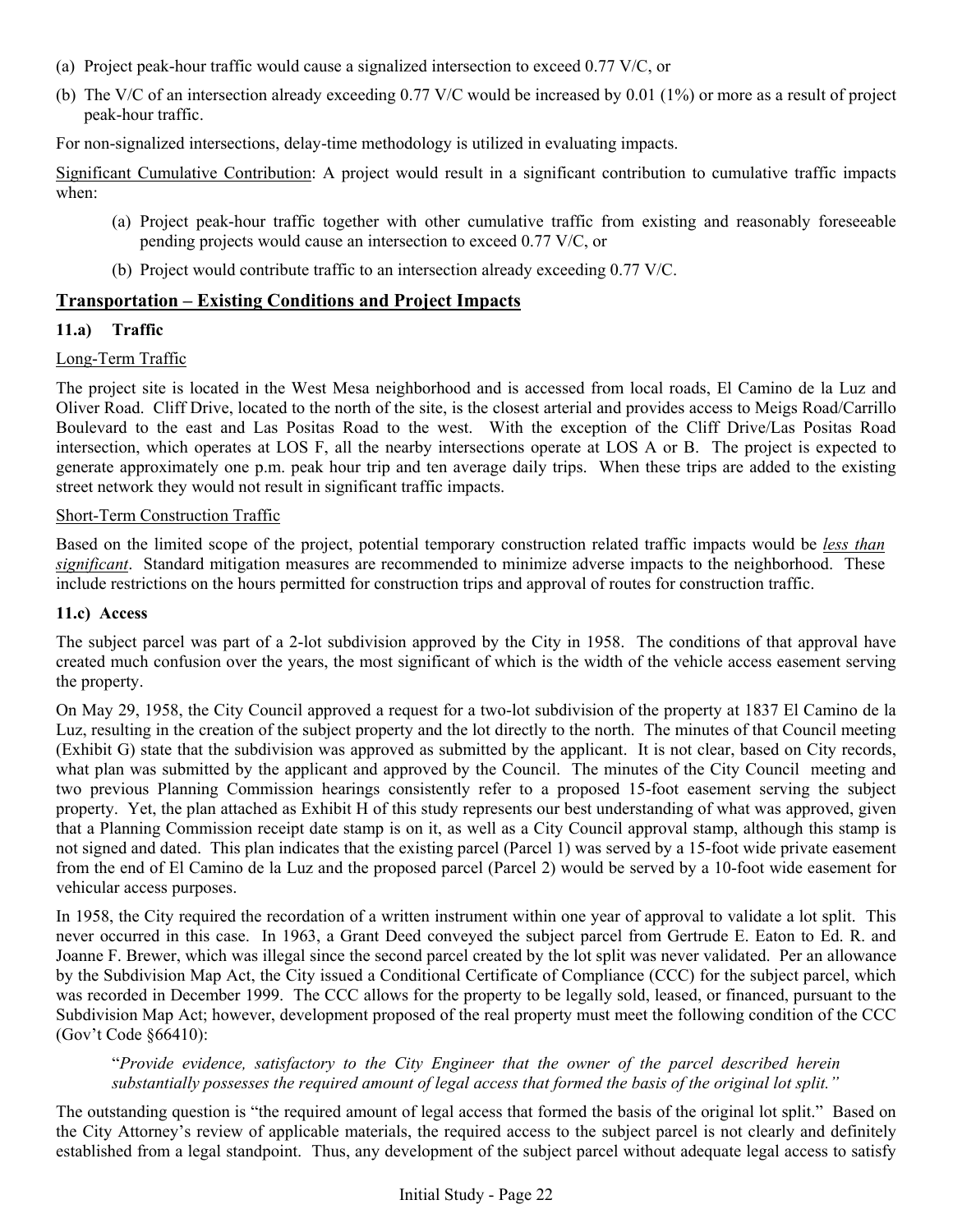(a) Project peak-hour traffic would cause a signalized intersection to exceed 0.77 V/C, or

(b) The V/C of an intersection already exceeding 0.77 V/C would be increased by 0.01 (1%) or more as a result of project peak-hour traffic.

For non-signalized intersections, delay-time methodology is utilized in evaluating impacts.

Significant Cumulative Contribution: A project would result in a significant contribution to cumulative traffic impacts when:

> (a) Project peak-hour traffic together with other cumulative traffic from existing and reasonably foreseeable pending projects would cause an intersection to exceed 0.77 V/C, or
>
> (b) Project would contribute traffic to an intersection already exceeding 0.77 V/C.

## Transportation – Existing Conditions and Project Impacts

### 11.a) Traffic

Long-Term Traffic

The project site is located in the West Mesa neighborhood and is accessed from local roads, El Camino de la Luz and Oliver Road. Cliff Drive, located to the north of the site, is the closest arterial and provides access to Meigs Road/Carrillo Boulevard to the east and Las Positas Road to the west. With the exception of the Cliff Drive/Las Positas Road intersection, which operates at LOS F, all the nearby intersections operate at LOS A or B. The project is expected to generate approximately one p.m. peak hour trip and ten average daily trips. When these trips are added to the existing street network they would not result in significant traffic impacts.

Short-Term Construction Traffic

Based on the limited scope of the project, potential temporary construction related traffic impacts would be ***less than significant***. Standard mitigation measures are recommended to minimize adverse impacts to the neighborhood. These include restrictions on the hours permitted for construction trips and approval of routes for construction traffic.

### 11.c) Access

The subject parcel was part of a 2-lot subdivision approved by the City in 1958. The conditions of that approval have created much confusion over the years, the most significant of which is the width of the vehicle access easement serving the property.

On May 29, 1958, the City Council approved a request for a two-lot subdivision of the property at 1837 El Camino de la Luz, resulting in the creation of the subject property and the lot directly to the north. The minutes of that Council meeting (Exhibit G) state that the subdivision was approved as submitted by the applicant. It is not clear, based on City records, what plan was submitted by the applicant and approved by the Council. The minutes of the City Council meeting and two previous Planning Commission hearings consistently refer to a proposed 15-foot easement serving the subject property. Yet, the plan attached as Exhibit H of this study represents our best understanding of what was approved, given that a Planning Commission receipt date stamp is on it, as well as a City Council approval stamp, although this stamp is not signed and dated. This plan indicates that the existing parcel (Parcel 1) was served by a 15-foot wide private easement from the end of El Camino de la Luz and the proposed parcel (Parcel 2) would be served by a 10-foot wide easement for vehicular access purposes.

In 1958, the City required the recordation of a written instrument within one year of approval to validate a lot split. This never occurred in this case. In 1963, a Grant Deed conveyed the subject parcel from Gertrude E. Eaton to Ed. R. and Joanne F. Brewer, which was illegal since the second parcel created by the lot split was never validated. Per an allowance by the Subdivision Map Act, the City issued a Conditional Certificate of Compliance (CCC) for the subject parcel, which was recorded in December 1999. The CCC allows for the property to be legally sold, leased, or financed, pursuant to the Subdivision Map Act; however, development proposed of the real property must meet the following condition of the CCC (Gov't Code §66410):

> "*Provide evidence, satisfactory to the City Engineer that the owner of the parcel described herein substantially possesses the required amount of legal access that formed the basis of the original lot split.*"

The outstanding question is "the required amount of legal access that formed the basis of the original lot split." Based on the City Attorney's review of applicable materials, the required access to the subject parcel is not clearly and definitely established from a legal standpoint. Thus, any development of the subject parcel without adequate legal access to satisfy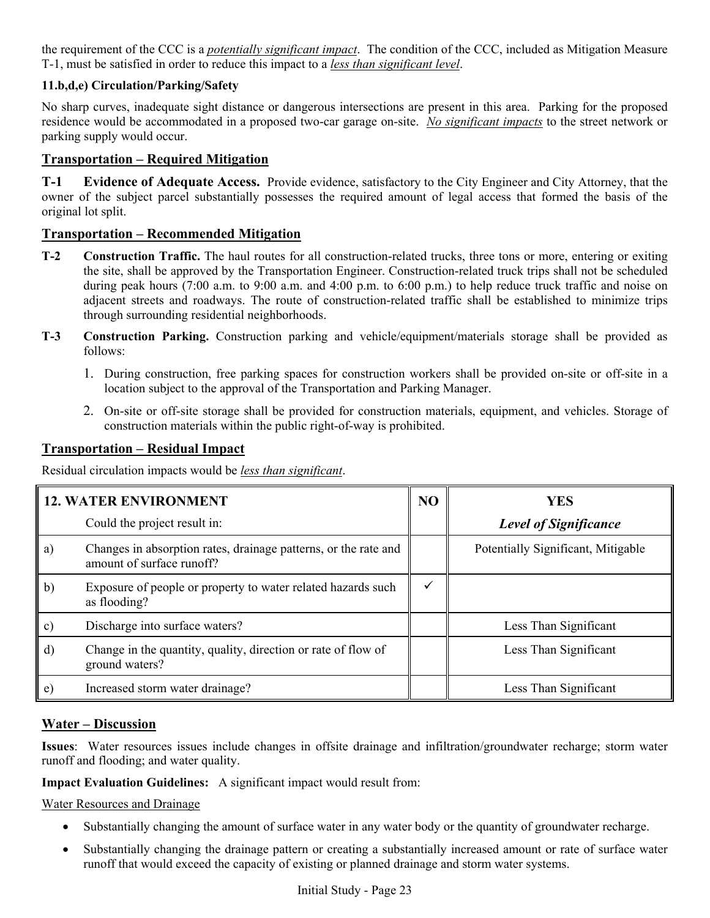the requirement of the CCC is a *potentially significant impact*. The condition of the CCC, included as Mitigation Measure T-1, must be satisfied in order to reduce this impact to a *less than significant level*.

**11.b,d,e) Circulation/Parking/Safety**

No sharp curves, inadequate sight distance or dangerous intersections are present in this area. Parking for the proposed residence would be accommodated in a proposed two-car garage on-site. *No significant impacts* to the street network or parking supply would occur.

## Transportation – Required Mitigation

**T-1 Evidence of Adequate Access.** Provide evidence, satisfactory to the City Engineer and City Attorney, that the owner of the subject parcel substantially possesses the required amount of legal access that formed the basis of the original lot split.

## Transportation – Recommended Mitigation

**T-2 Construction Traffic.** The haul routes for all construction-related trucks, three tons or more, entering or exiting the site, shall be approved by the Transportation Engineer. Construction-related truck trips shall not be scheduled during peak hours (7:00 a.m. to 9:00 a.m. and 4:00 p.m. to 6:00 p.m.) to help reduce truck traffic and noise on adjacent streets and roadways. The route of construction-related traffic shall be established to minimize trips through surrounding residential neighborhoods.

**T-3 Construction Parking.** Construction parking and vehicle/equipment/materials storage shall be provided as follows:

1. During construction, free parking spaces for construction workers shall be provided on-site or off-site in a location subject to the approval of the Transportation and Parking Manager.
2. On-site or off-site storage shall be provided for construction materials, equipment, and vehicles. Storage of construction materials within the public right-of-way is prohibited.

## Transportation – Residual Impact

Residual circulation impacts would be *less than significant*.

| **12. WATER ENVIRONMENT** Could the project result in: | | **NO** | **YES** *Level of Significance* |
|---|---|---|---|
| a) | Changes in absorption rates, drainage patterns, or the rate and amount of surface runoff? | | Potentially Significant, Mitigable |
| b) | Exposure of people or property to water related hazards such as flooding? | ✓ | |
| c) | Discharge into surface waters? | | Less Than Significant |
| d) | Change in the quantity, quality, direction or rate of flow of ground waters? | | Less Than Significant |
| e) | Increased storm water drainage? | | Less Than Significant |

## Water – Discussion

**Issues**: Water resources issues include changes in offsite drainage and infiltration/groundwater recharge; storm water runoff and flooding; and water quality.

**Impact Evaluation Guidelines:** A significant impact would result from:

Water Resources and Drainage

- Substantially changing the amount of surface water in any water body or the quantity of groundwater recharge.
- Substantially changing the drainage pattern or creating a substantially increased amount or rate of surface water runoff that would exceed the capacity of existing or planned drainage and storm water systems.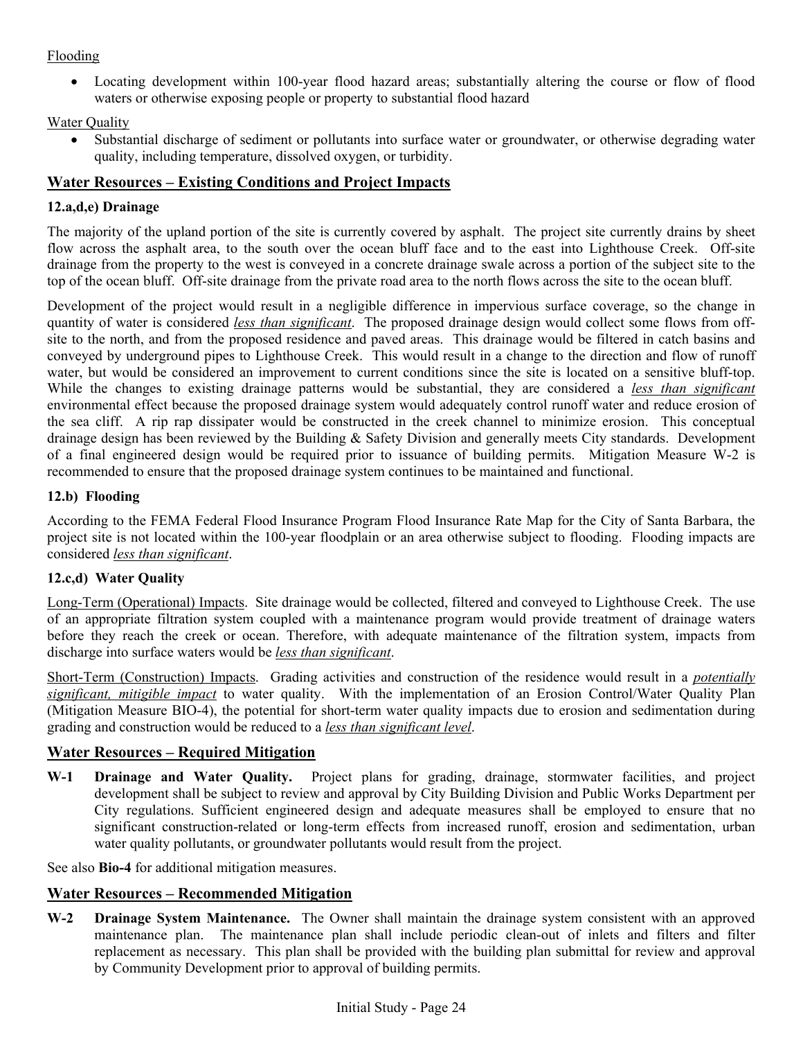Flooding

- Locating development within 100-year flood hazard areas; substantially altering the course or flow of flood waters or otherwise exposing people or property to substantial flood hazard

Water Quality

- Substantial discharge of sediment or pollutants into surface water or groundwater, or otherwise degrading water quality, including temperature, dissolved oxygen, or turbidity.

## Water Resources – Existing Conditions and Project Impacts

### 12.a,d,e) Drainage

The majority of the upland portion of the site is currently covered by asphalt. The project site currently drains by sheet flow across the asphalt area, to the south over the ocean bluff face and to the east into Lighthouse Creek. Off-site drainage from the property to the west is conveyed in a concrete drainage swale across a portion of the subject site to the top of the ocean bluff. Off-site drainage from the private road area to the north flows across the site to the ocean bluff.

Development of the project would result in a negligible difference in impervious surface coverage, so the change in quantity of water is considered *less than significant*. The proposed drainage design would collect some flows from off-site to the north, and from the proposed residence and paved areas. This drainage would be filtered in catch basins and conveyed by underground pipes to Lighthouse Creek. This would result in a change to the direction and flow of runoff water, but would be considered an improvement to current conditions since the site is located on a sensitive bluff-top. While the changes to existing drainage patterns would be substantial, they are considered a *less than significant* environmental effect because the proposed drainage system would adequately control runoff water and reduce erosion of the sea cliff. A rip rap dissipater would be constructed in the creek channel to minimize erosion. This conceptual drainage design has been reviewed by the Building & Safety Division and generally meets City standards. Development of a final engineered design would be required prior to issuance of building permits. Mitigation Measure W-2 is recommended to ensure that the proposed drainage system continues to be maintained and functional.

### 12.b) Flooding

According to the FEMA Federal Flood Insurance Program Flood Insurance Rate Map for the City of Santa Barbara, the project site is not located within the 100-year floodplain or an area otherwise subject to flooding. Flooding impacts are considered *less than significant*.

### 12.c,d) Water Quality

Long-Term (Operational) Impacts. Site drainage would be collected, filtered and conveyed to Lighthouse Creek. The use of an appropriate filtration system coupled with a maintenance program would provide treatment of drainage waters before they reach the creek or ocean. Therefore, with adequate maintenance of the filtration system, impacts from discharge into surface waters would be *less than significant*.

Short-Term (Construction) Impacts. Grading activities and construction of the residence would result in a *potentially significant, mitigible impact* to water quality. With the implementation of an Erosion Control/Water Quality Plan (Mitigation Measure BIO-4), the potential for short-term water quality impacts due to erosion and sedimentation during grading and construction would be reduced to a *less than significant level*.

## Water Resources – Required Mitigation

**W-1 Drainage and Water Quality.** Project plans for grading, drainage, stormwater facilities, and project development shall be subject to review and approval by City Building Division and Public Works Department per City regulations. Sufficient engineered design and adequate measures shall be employed to ensure that no significant construction-related or long-term effects from increased runoff, erosion and sedimentation, urban water quality pollutants, or groundwater pollutants would result from the project.

See also **Bio-4** for additional mitigation measures.

## Water Resources – Recommended Mitigation

**W-2 Drainage System Maintenance.** The Owner shall maintain the drainage system consistent with an approved maintenance plan. The maintenance plan shall include periodic clean-out of inlets and filters and filter replacement as necessary. This plan shall be provided with the building plan submittal for review and approval by Community Development prior to approval of building permits.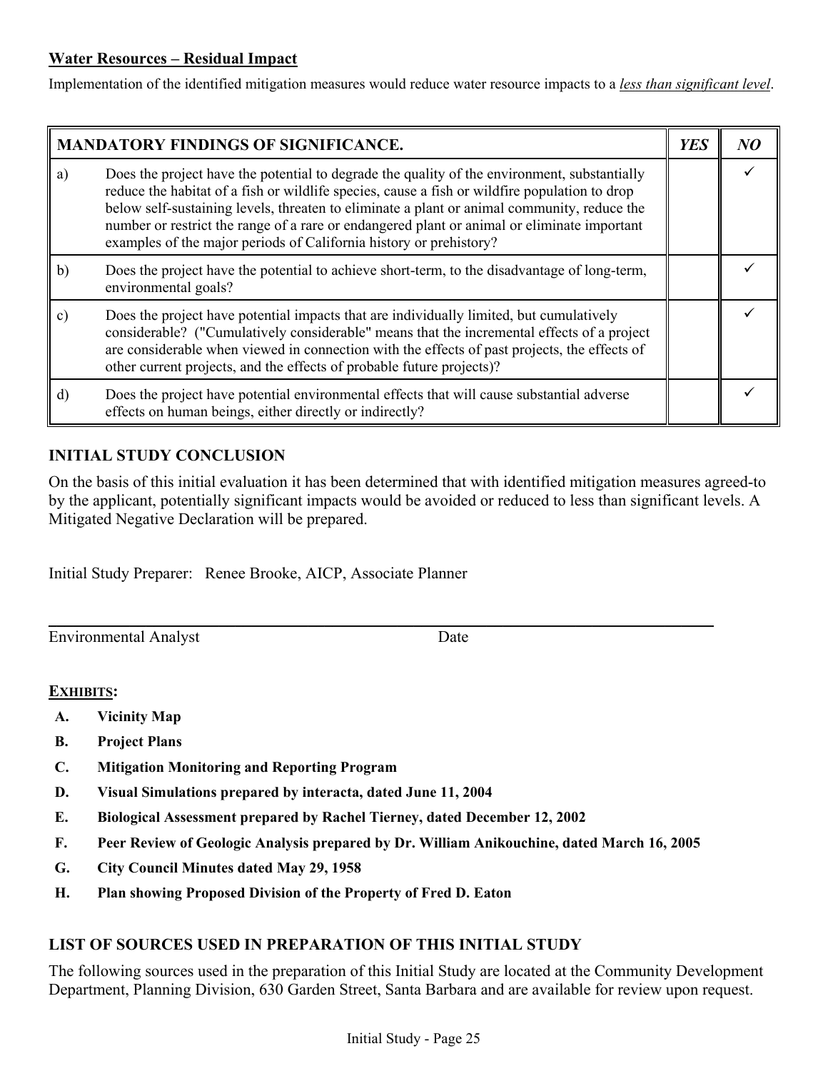**Water Resources – Residual Impact**

Implementation of the identified mitigation measures would reduce water resource impacts to a ***less than significant level***.

| MANDATORY FINDINGS OF SIGNIFICANCE. | | YES | NO |
|---|---|---|---|
| a) | Does the project have the potential to degrade the quality of the environment, substantially reduce the habitat of a fish or wildlife species, cause a fish or wildfire population to drop below self-sustaining levels, threaten to eliminate a plant or animal community, reduce the number or restrict the range of a rare or endangered plant or animal or eliminate important examples of the major periods of California history or prehistory? | | ✓ |
| b) | Does the project have the potential to achieve short-term, to the disadvantage of long-term, environmental goals? | | ✓ |
| c) | Does the project have potential impacts that are individually limited, but cumulatively considerable? ("Cumulatively considerable" means that the incremental effects of a project are considerable when viewed in connection with the effects of past projects, the effects of other current projects, and the effects of probable future projects)? | | ✓ |
| d) | Does the project have potential environmental effects that will cause substantial adverse effects on human beings, either directly or indirectly? | | ✓ |

## INITIAL STUDY CONCLUSION

On the basis of this initial evaluation it has been determined that with identified mitigation measures agreed-to by the applicant, potentially significant impacts would be avoided or reduced to less than significant levels. A Mitigated Negative Declaration will be prepared.

Initial Study Preparer: Renee Brooke, AICP, Associate Planner

Environmental Analyst Date

**EXHIBITS:**

- **A. Vicinity Map**
- **B. Project Plans**
- **C. Mitigation Monitoring and Reporting Program**
- **D. Visual Simulations prepared by interacta, dated June 11, 2004**
- **E. Biological Assessment prepared by Rachel Tierney, dated December 12, 2002**
- **F. Peer Review of Geologic Analysis prepared by Dr. William Anikouchine, dated March 16, 2005**
- **G. City Council Minutes dated May 29, 1958**
- **H. Plan showing Proposed Division of the Property of Fred D. Eaton**

## LIST OF SOURCES USED IN PREPARATION OF THIS INITIAL STUDY

The following sources used in the preparation of this Initial Study are located at the Community Development Department, Planning Division, 630 Garden Street, Santa Barbara and are available for review upon request.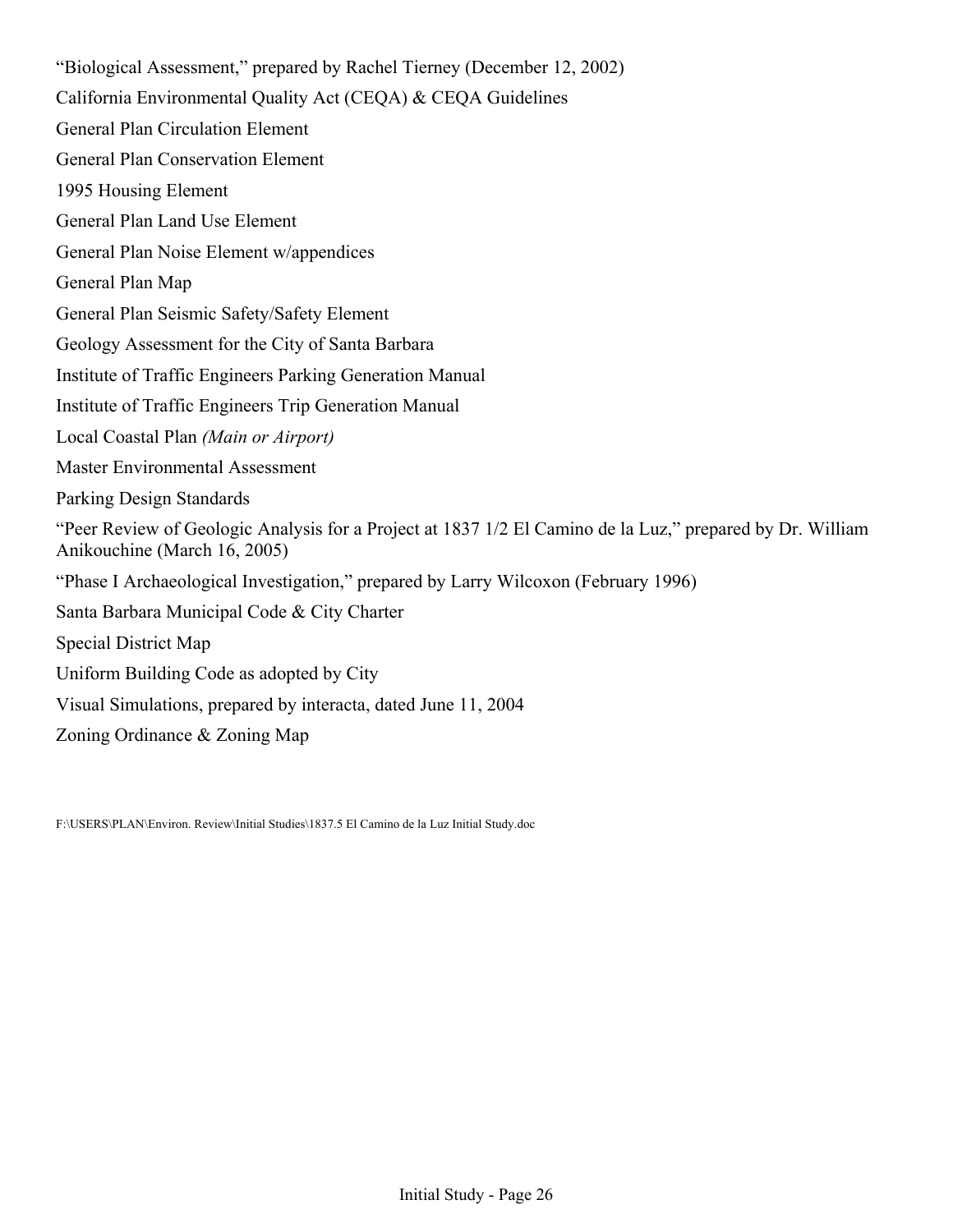"Biological Assessment," prepared by Rachel Tierney (December 12, 2002)

California Environmental Quality Act (CEQA) & CEQA Guidelines

General Plan Circulation Element

General Plan Conservation Element

1995 Housing Element

General Plan Land Use Element

General Plan Noise Element w/appendices

General Plan Map

General Plan Seismic Safety/Safety Element

Geology Assessment for the City of Santa Barbara

Institute of Traffic Engineers Parking Generation Manual

Institute of Traffic Engineers Trip Generation Manual

Local Coastal Plan *(Main or Airport)*

Master Environmental Assessment

Parking Design Standards

"Peer Review of Geologic Analysis for a Project at 1837 1/2 El Camino de la Luz," prepared by Dr. William Anikouchine (March 16, 2005)

"Phase I Archaeological Investigation," prepared by Larry Wilcoxon (February 1996)

Santa Barbara Municipal Code & City Charter

Special District Map

Uniform Building Code as adopted by City

Visual Simulations, prepared by interacta, dated June 11, 2004

Zoning Ordinance & Zoning Map

F:\USERS\PLAN\Environ. Review\Initial Studies\1837.5 El Camino de la Luz Initial Study.doc